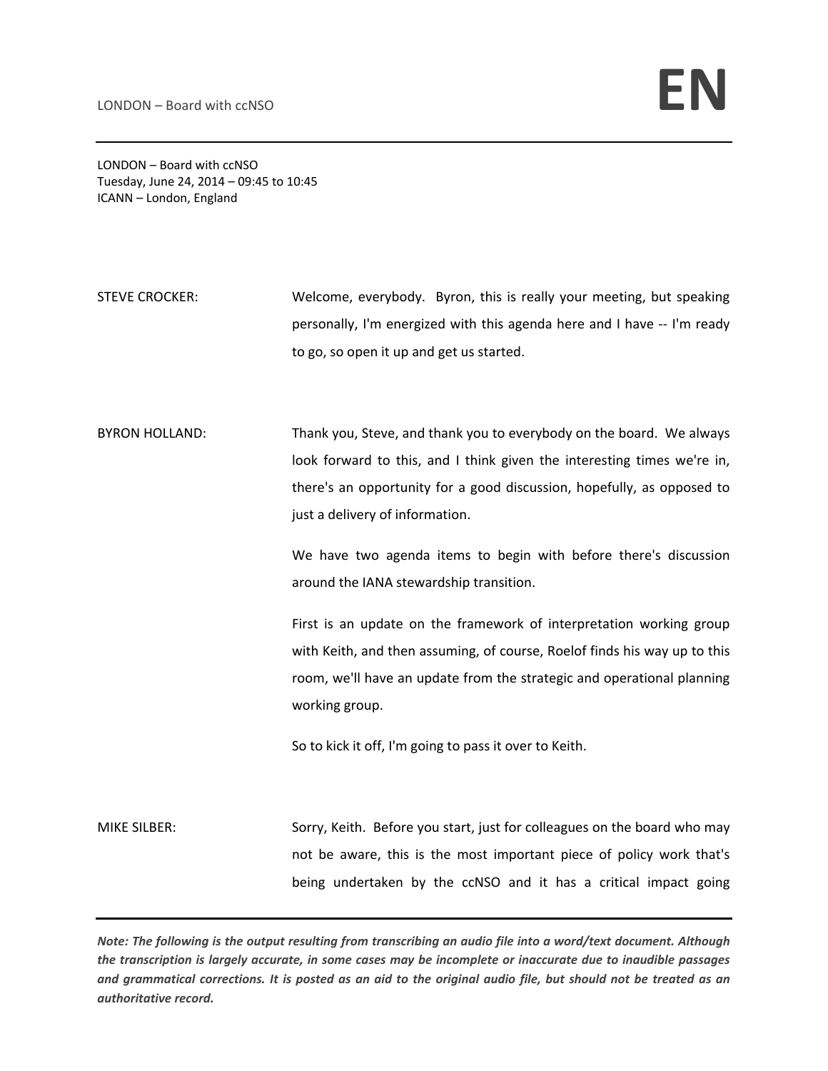LONDON – Board with ccNSO
Tuesday, June 24, 2014 – 09:45 to 10:45
ICANN – London, England

STEVE CROCKER: Welcome, everybody. Byron, this is really your meeting, but speaking personally, I'm energized with this agenda here and I have -- I'm ready to go, so open it up and get us started.

BYRON HOLLAND: Thank you, Steve, and thank you to everybody on the board. We always look forward to this, and I think given the interesting times we're in, there's an opportunity for a good discussion, hopefully, as opposed to just a delivery of information.

We have two agenda items to begin with before there's discussion around the IANA stewardship transition.

First is an update on the framework of interpretation working group with Keith, and then assuming, of course, Roelof finds his way up to this room, we'll have an update from the strategic and operational planning working group.

So to kick it off, I'm going to pass it over to Keith.

MIKE SILBER: Sorry, Keith. Before you start, just for colleagues on the board who may not be aware, this is the most important piece of policy work that's being undertaken by the ccNSO and it has a critical impact going

*Note: The following is the output resulting from transcribing an audio file into a word/text document. Although the transcription is largely accurate, in some cases may be incomplete or inaccurate due to inaudible passages and grammatical corrections. It is posted as an aid to the original audio file, but should not be treated as an authoritative record.*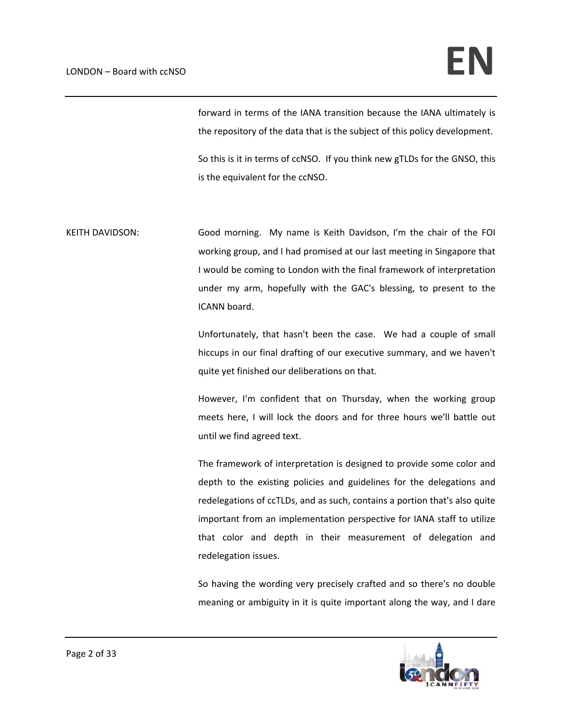forward in terms of the IANA transition because the IANA ultimately is the repository of the data that is the subject of this policy development.

So this is it in terms of ccNSO. If you think new gTLDs for the GNSO, this is the equivalent for the ccNSO.

KEITH DAVIDSON: Good morning. My name is Keith Davidson, I'm the chair of the FOI working group, and I had promised at our last meeting in Singapore that I would be coming to London with the final framework of interpretation under my arm, hopefully with the GAC's blessing, to present to the ICANN board.

Unfortunately, that hasn't been the case. We had a couple of small hiccups in our final drafting of our executive summary, and we haven't quite yet finished our deliberations on that.

However, I'm confident that on Thursday, when the working group meets here, I will lock the doors and for three hours we'll battle out until we find agreed text.

The framework of interpretation is designed to provide some color and depth to the existing policies and guidelines for the delegations and redelegations of ccTLDs, and as such, contains a portion that's also quite important from an implementation perspective for IANA staff to utilize that color and depth in their measurement of delegation and redelegation issues.

So having the wording very precisely crafted and so there's no double meaning or ambiguity in it is quite important along the way, and I dare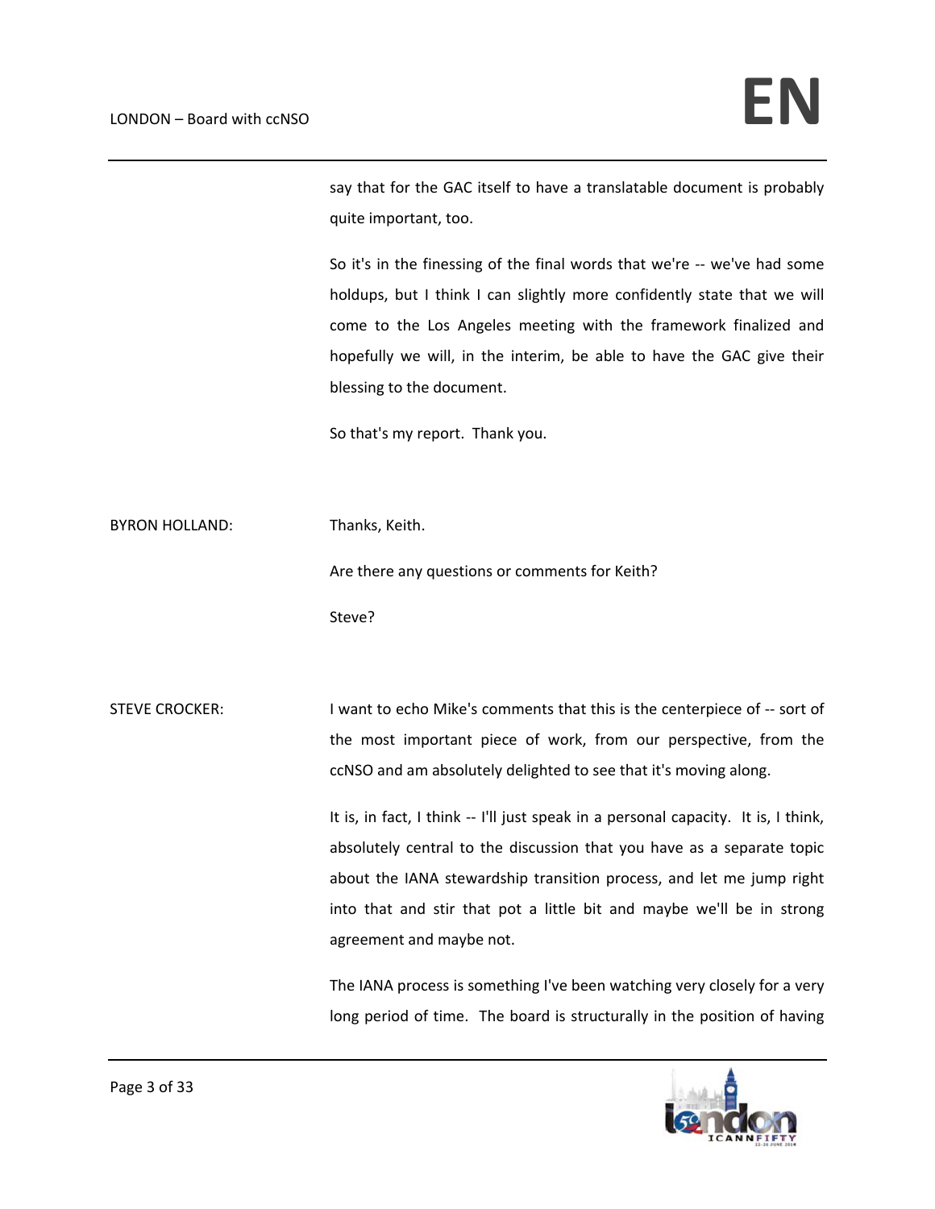say that for the GAC itself to have a translatable document is probably quite important, too.

So it's in the finessing of the final words that we're -- we've had some holdups, but I think I can slightly more confidently state that we will come to the Los Angeles meeting with the framework finalized and hopefully we will, in the interim, be able to have the GAC give their blessing to the document.

So that's my report. Thank you.

BYRON HOLLAND: Thanks, Keith.

Are there any questions or comments for Keith?

Steve?

STEVE CROCKER: I want to echo Mike's comments that this is the centerpiece of -- sort of the most important piece of work, from our perspective, from the ccNSO and am absolutely delighted to see that it's moving along.

It is, in fact, I think -- I'll just speak in a personal capacity. It is, I think, absolutely central to the discussion that you have as a separate topic about the IANA stewardship transition process, and let me jump right into that and stir that pot a little bit and maybe we'll be in strong agreement and maybe not.

The IANA process is something I've been watching very closely for a very long period of time. The board is structurally in the position of having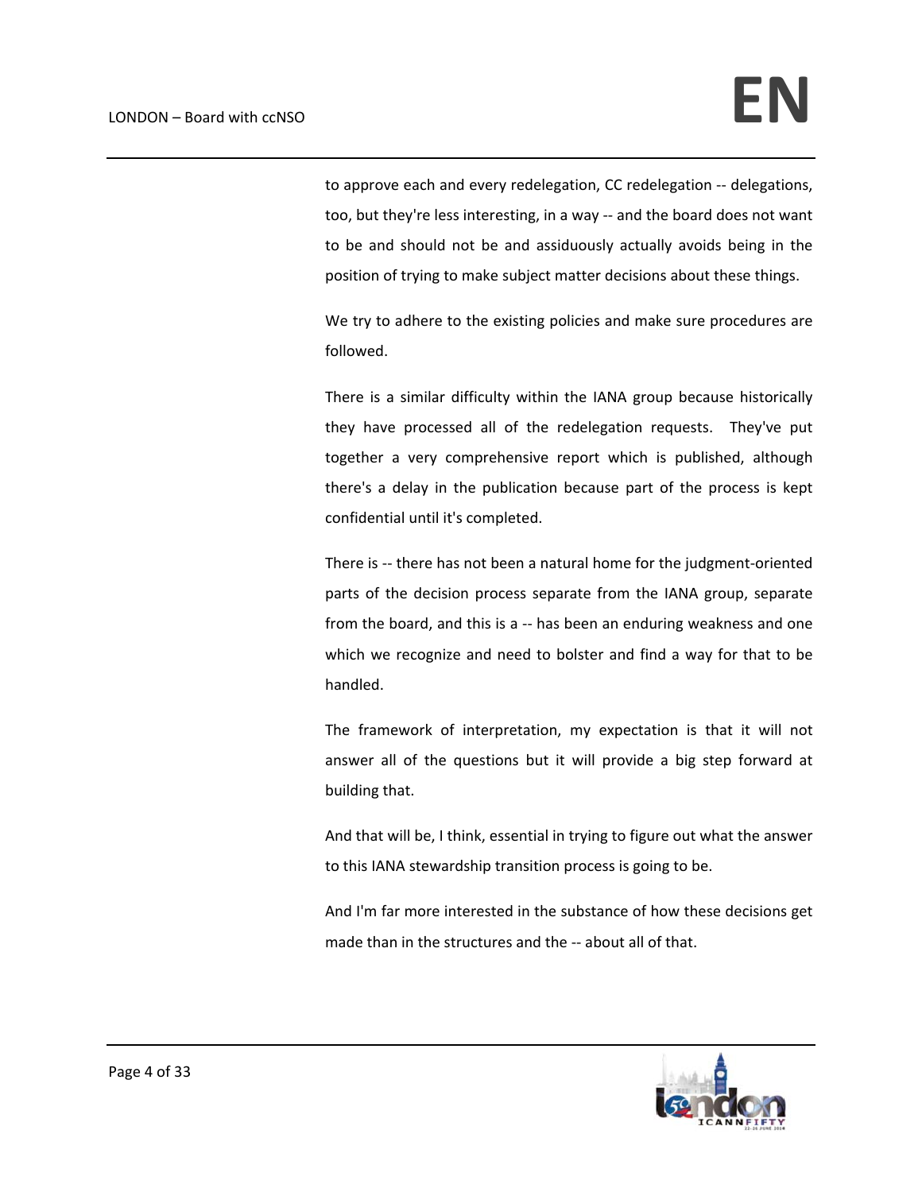to approve each and every redelegation, CC redelegation -- delegations, too, but they're less interesting, in a way -- and the board does not want to be and should not be and assiduously actually avoids being in the position of trying to make subject matter decisions about these things.

We try to adhere to the existing policies and make sure procedures are followed.

There is a similar difficulty within the IANA group because historically they have processed all of the redelegation requests. They've put together a very comprehensive report which is published, although there's a delay in the publication because part of the process is kept confidential until it's completed.

There is -- there has not been a natural home for the judgment-oriented parts of the decision process separate from the IANA group, separate from the board, and this is a -- has been an enduring weakness and one which we recognize and need to bolster and find a way for that to be handled.

The framework of interpretation, my expectation is that it will not answer all of the questions but it will provide a big step forward at building that.

And that will be, I think, essential in trying to figure out what the answer to this IANA stewardship transition process is going to be.

And I'm far more interested in the substance of how these decisions get made than in the structures and the -- about all of that.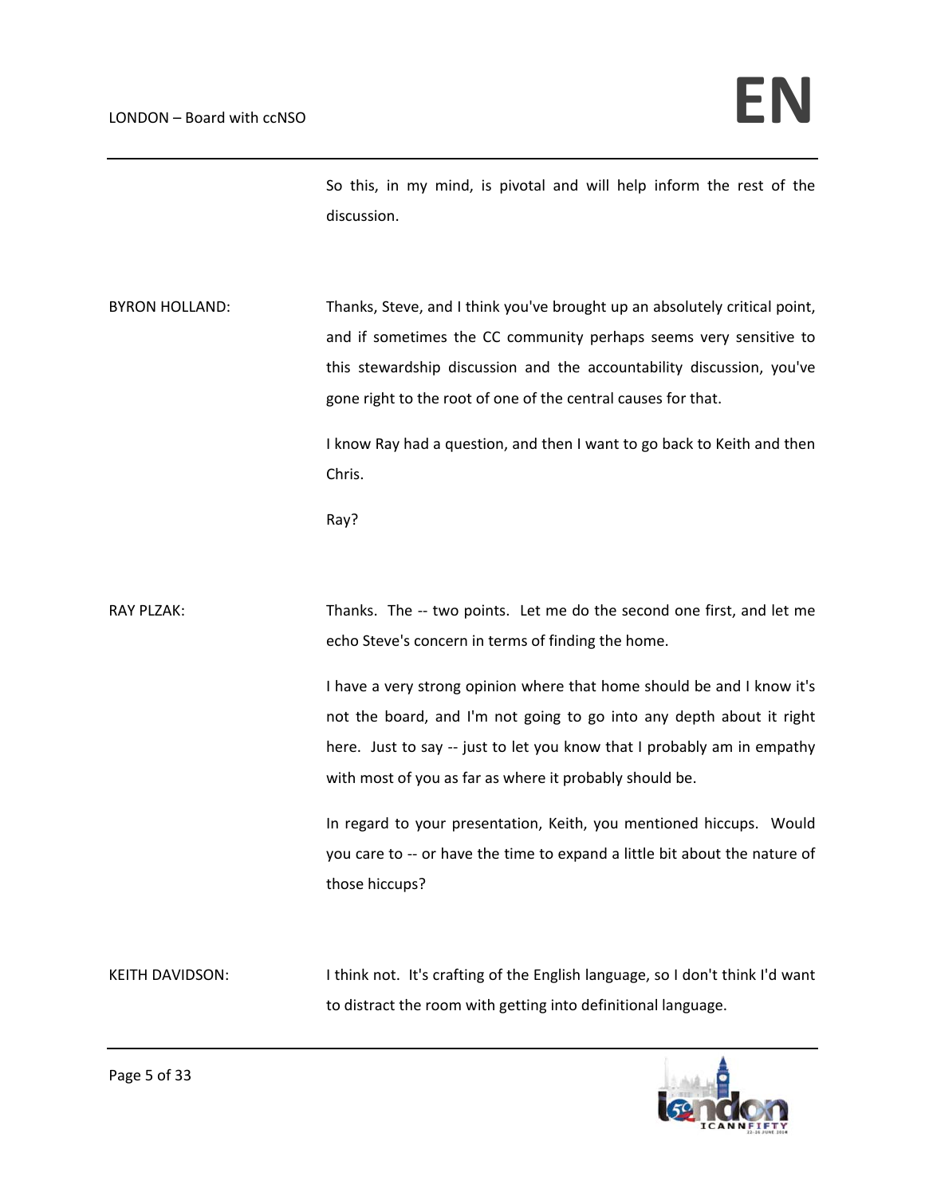So this, in my mind, is pivotal and will help inform the rest of the discussion.

BYRON HOLLAND: Thanks, Steve, and I think you've brought up an absolutely critical point, and if sometimes the CC community perhaps seems very sensitive to this stewardship discussion and the accountability discussion, you've gone right to the root of one of the central causes for that.

I know Ray had a question, and then I want to go back to Keith and then Chris.

Ray?

RAY PLZAK: Thanks. The -- two points. Let me do the second one first, and let me echo Steve's concern in terms of finding the home.

I have a very strong opinion where that home should be and I know it's not the board, and I'm not going to go into any depth about it right here. Just to say -- just to let you know that I probably am in empathy with most of you as far as where it probably should be.

In regard to your presentation, Keith, you mentioned hiccups. Would you care to -- or have the time to expand a little bit about the nature of those hiccups?

KEITH DAVIDSON: I think not. It's crafting of the English language, so I don't think I'd want to distract the room with getting into definitional language.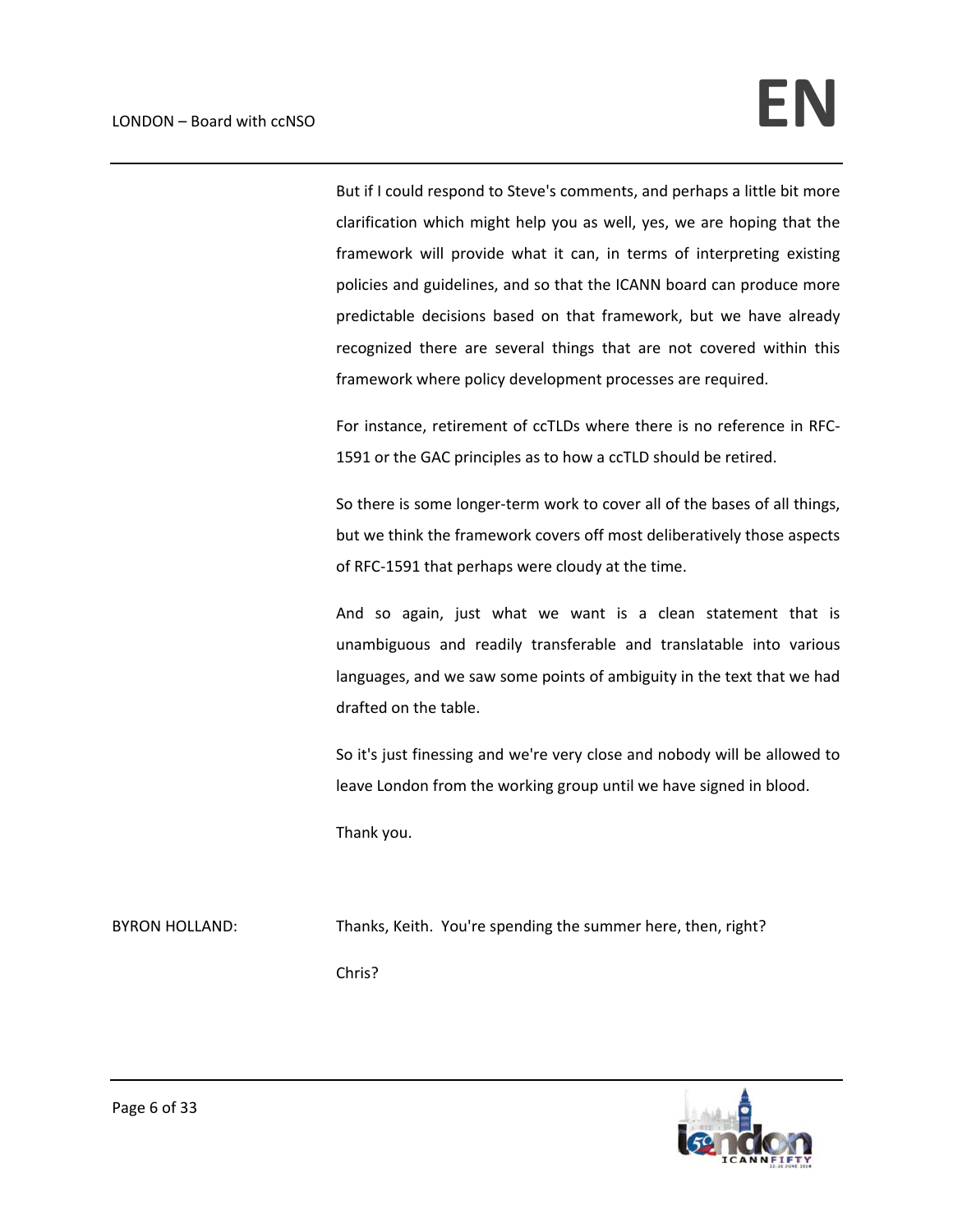But if I could respond to Steve's comments, and perhaps a little bit more clarification which might help you as well, yes, we are hoping that the framework will provide what it can, in terms of interpreting existing policies and guidelines, and so that the ICANN board can produce more predictable decisions based on that framework, but we have already recognized there are several things that are not covered within this framework where policy development processes are required.

For instance, retirement of ccTLDs where there is no reference in RFC-1591 or the GAC principles as to how a ccTLD should be retired.

So there is some longer-term work to cover all of the bases of all things, but we think the framework covers off most deliberatively those aspects of RFC-1591 that perhaps were cloudy at the time.

And so again, just what we want is a clean statement that is unambiguous and readily transferable and translatable into various languages, and we saw some points of ambiguity in the text that we had drafted on the table.

So it's just finessing and we're very close and nobody will be allowed to leave London from the working group until we have signed in blood.

Thank you.

BYRON HOLLAND: Thanks, Keith. You're spending the summer here, then, right?

Chris?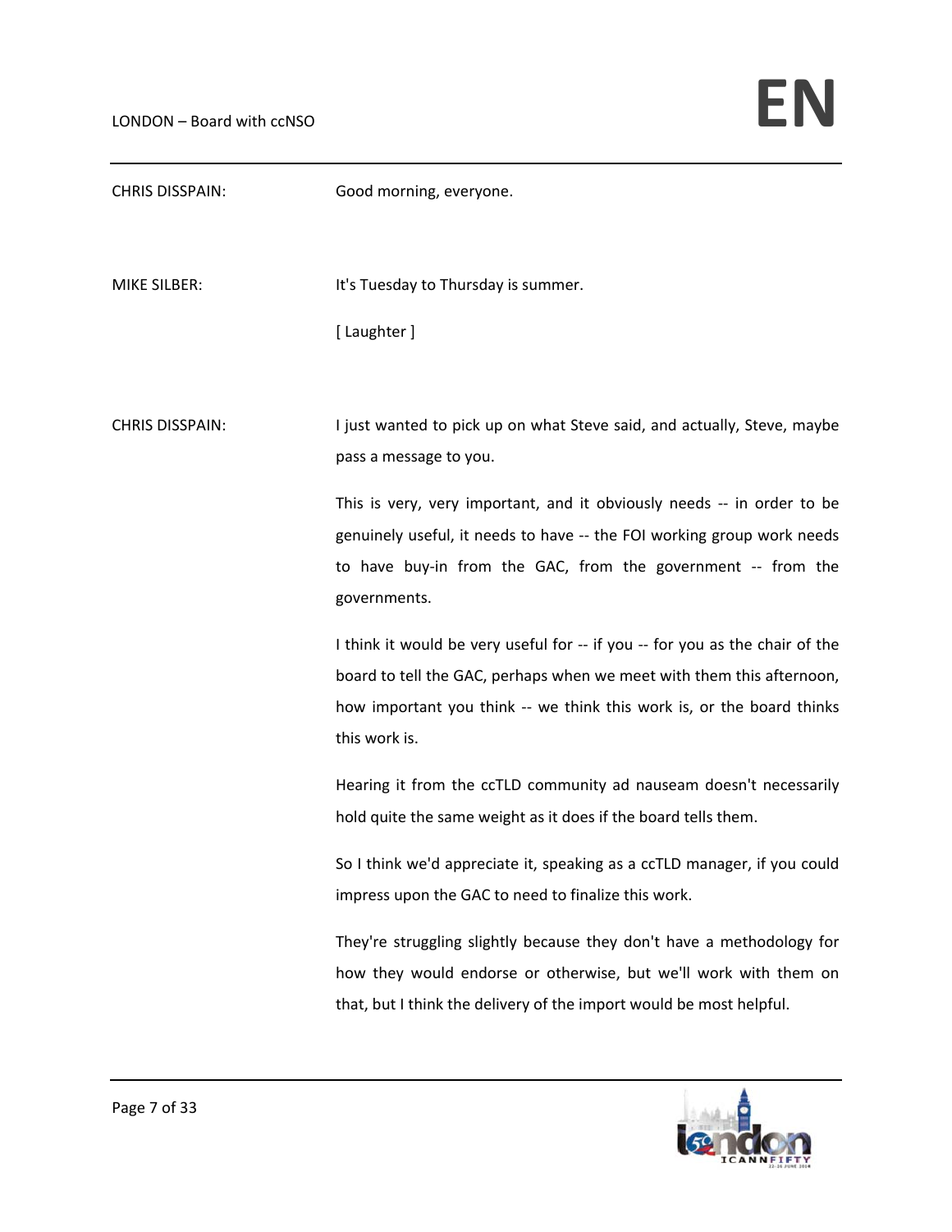CHRIS DISSPAIN: Good morning, everyone.

MIKE SILBER: It's Tuesday to Thursday is summer.

[ Laughter ]

CHRIS DISSPAIN: I just wanted to pick up on what Steve said, and actually, Steve, maybe pass a message to you.

This is very, very important, and it obviously needs -- in order to be genuinely useful, it needs to have -- the FOI working group work needs to have buy-in from the GAC, from the government -- from the governments.

I think it would be very useful for -- if you -- for you as the chair of the board to tell the GAC, perhaps when we meet with them this afternoon, how important you think -- we think this work is, or the board thinks this work is.

Hearing it from the ccTLD community ad nauseam doesn't necessarily hold quite the same weight as it does if the board tells them.

So I think we'd appreciate it, speaking as a ccTLD manager, if you could impress upon the GAC to need to finalize this work.

They're struggling slightly because they don't have a methodology for how they would endorse or otherwise, but we'll work with them on that, but I think the delivery of the import would be most helpful.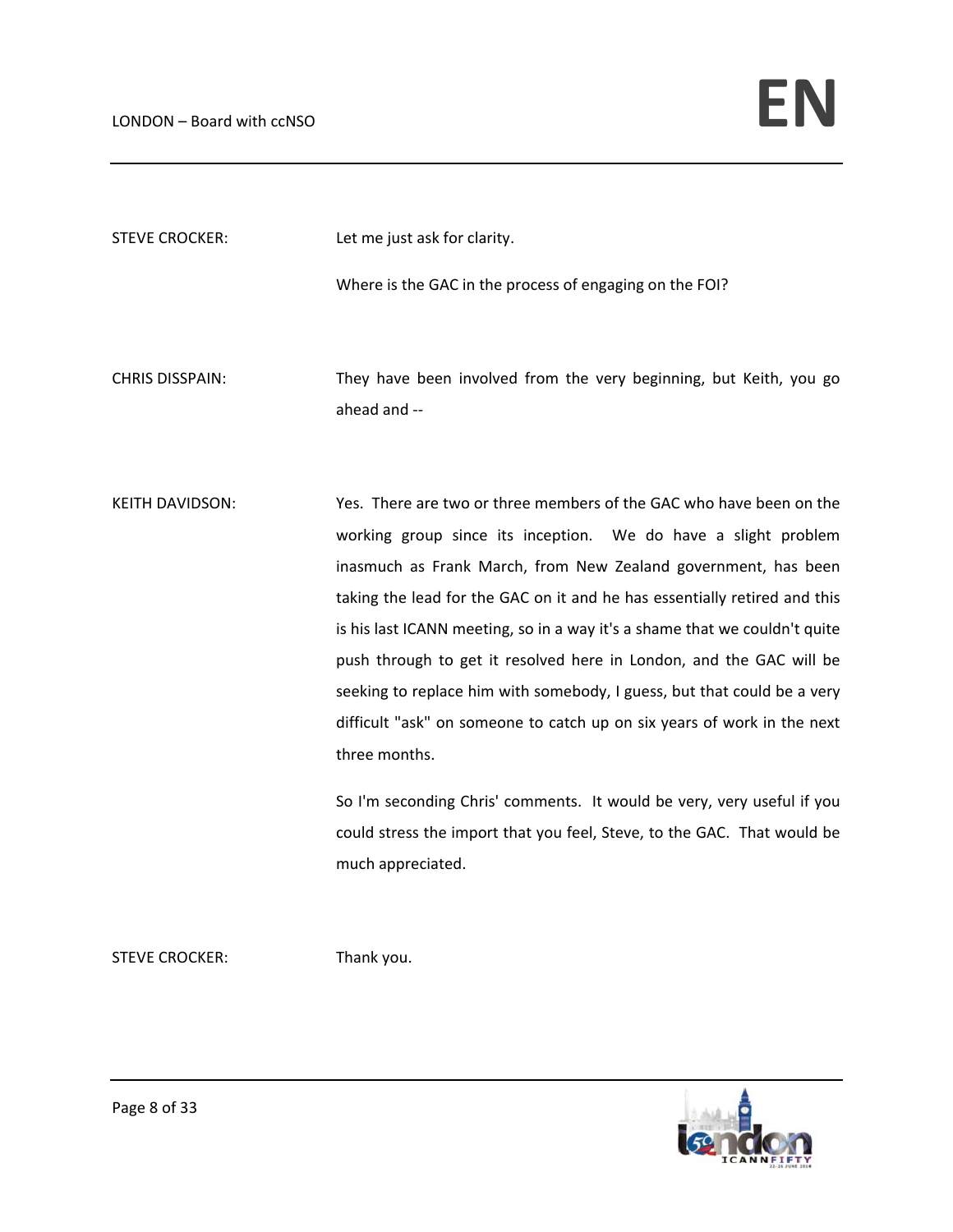STEVE CROCKER: Let me just ask for clarity.

Where is the GAC in the process of engaging on the FOI?

CHRIS DISSPAIN: They have been involved from the very beginning, but Keith, you go ahead and --

KEITH DAVIDSON: Yes. There are two or three members of the GAC who have been on the working group since its inception. We do have a slight problem inasmuch as Frank March, from New Zealand government, has been taking the lead for the GAC on it and he has essentially retired and this is his last ICANN meeting, so in a way it's a shame that we couldn't quite push through to get it resolved here in London, and the GAC will be seeking to replace him with somebody, I guess, but that could be a very difficult "ask" on someone to catch up on six years of work in the next three months.

So I'm seconding Chris' comments. It would be very, very useful if you could stress the import that you feel, Steve, to the GAC. That would be much appreciated.

STEVE CROCKER: Thank you.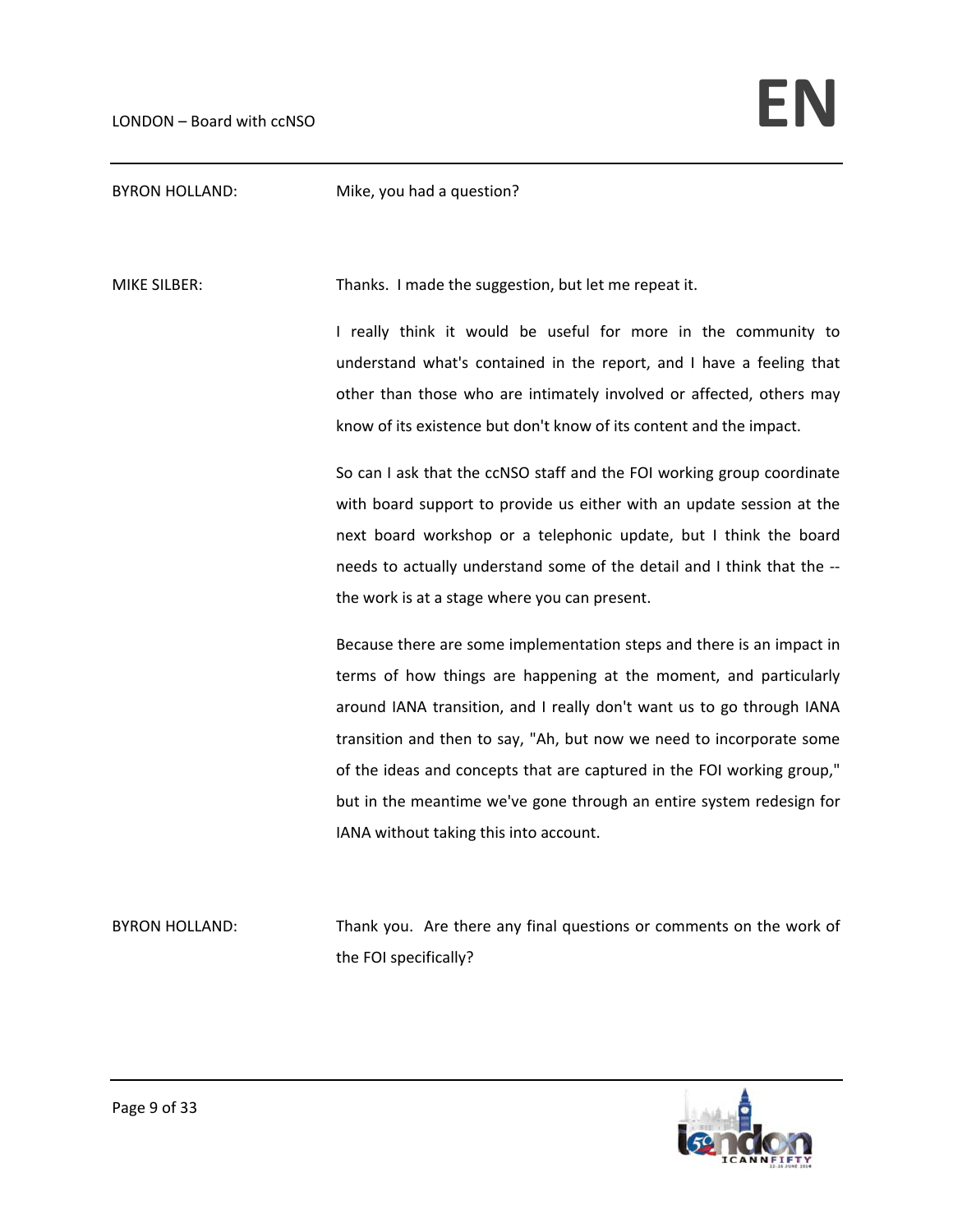BYRON HOLLAND: Mike, you had a question?

MIKE SILBER: Thanks. I made the suggestion, but let me repeat it.

I really think it would be useful for more in the community to understand what's contained in the report, and I have a feeling that other than those who are intimately involved or affected, others may know of its existence but don't know of its content and the impact.

So can I ask that the ccNSO staff and the FOI working group coordinate with board support to provide us either with an update session at the next board workshop or a telephonic update, but I think the board needs to actually understand some of the detail and I think that the -- the work is at a stage where you can present.

Because there are some implementation steps and there is an impact in terms of how things are happening at the moment, and particularly around IANA transition, and I really don't want us to go through IANA transition and then to say, "Ah, but now we need to incorporate some of the ideas and concepts that are captured in the FOI working group," but in the meantime we've gone through an entire system redesign for IANA without taking this into account.

BYRON HOLLAND: Thank you. Are there any final questions or comments on the work of the FOI specifically?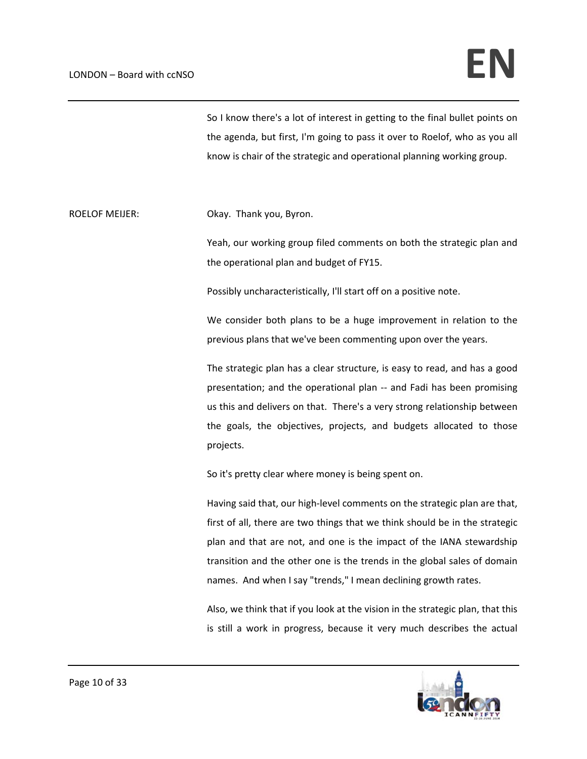So I know there's a lot of interest in getting to the final bullet points on the agenda, but first, I'm going to pass it over to Roelof, who as you all know is chair of the strategic and operational planning working group.

ROELOF MEIJER: Okay. Thank you, Byron.

Yeah, our working group filed comments on both the strategic plan and the operational plan and budget of FY15.

Possibly uncharacteristically, I'll start off on a positive note.

We consider both plans to be a huge improvement in relation to the previous plans that we've been commenting upon over the years.

The strategic plan has a clear structure, is easy to read, and has a good presentation; and the operational plan -- and Fadi has been promising us this and delivers on that. There's a very strong relationship between the goals, the objectives, projects, and budgets allocated to those projects.

So it's pretty clear where money is being spent on.

Having said that, our high-level comments on the strategic plan are that, first of all, there are two things that we think should be in the strategic plan and that are not, and one is the impact of the IANA stewardship transition and the other one is the trends in the global sales of domain names. And when I say "trends," I mean declining growth rates.

Also, we think that if you look at the vision in the strategic plan, that this is still a work in progress, because it very much describes the actual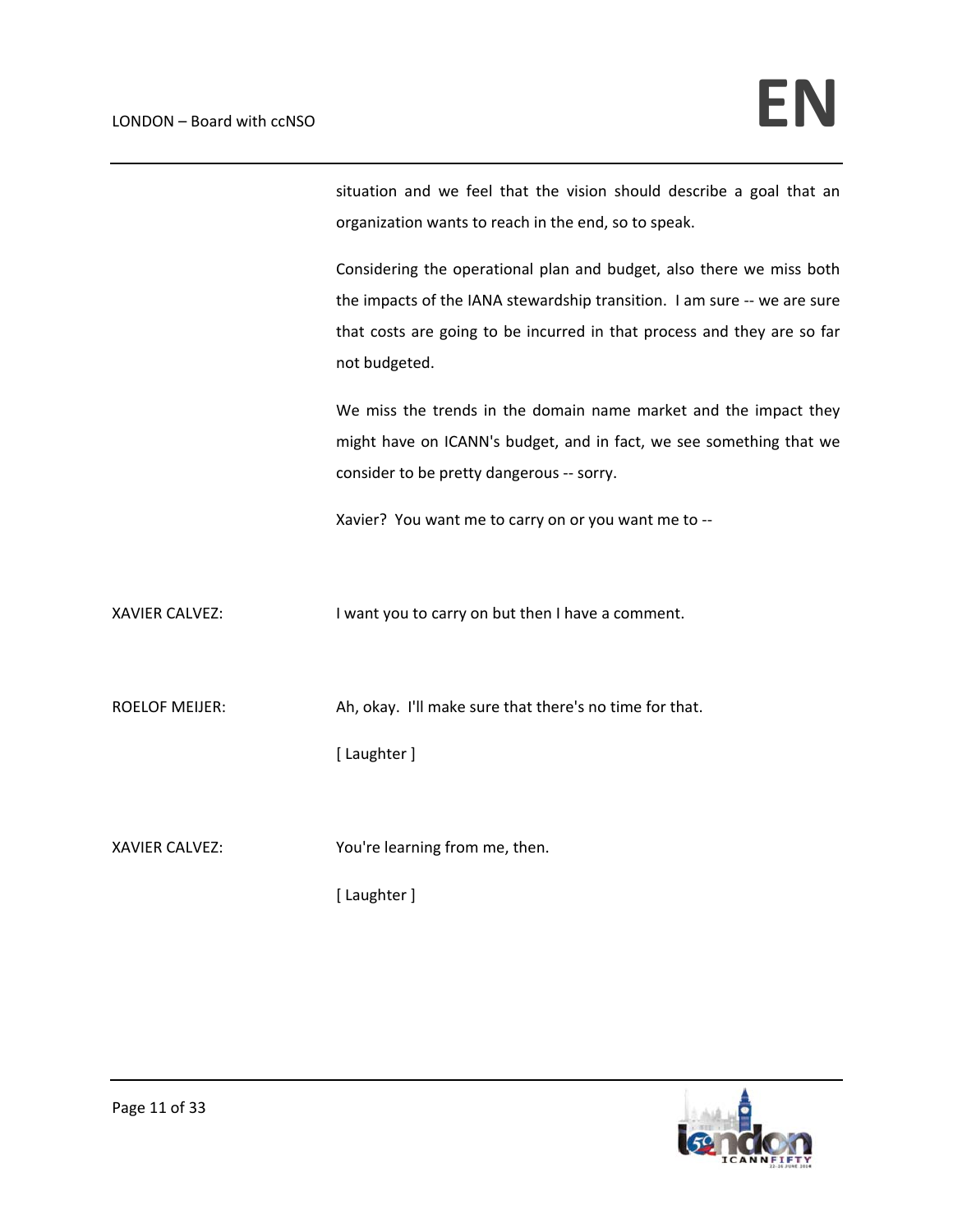situation and we feel that the vision should describe a goal that an organization wants to reach in the end, so to speak.

Considering the operational plan and budget, also there we miss both the impacts of the IANA stewardship transition. I am sure -- we are sure that costs are going to be incurred in that process and they are so far not budgeted.

We miss the trends in the domain name market and the impact they might have on ICANN's budget, and in fact, we see something that we consider to be pretty dangerous -- sorry.

Xavier? You want me to carry on or you want me to --

XAVIER CALVEZ: I want you to carry on but then I have a comment.

ROELOF MEIJER: Ah, okay. I'll make sure that there's no time for that.

[ Laughter ]

XAVIER CALVEZ: You're learning from me, then.

[ Laughter ]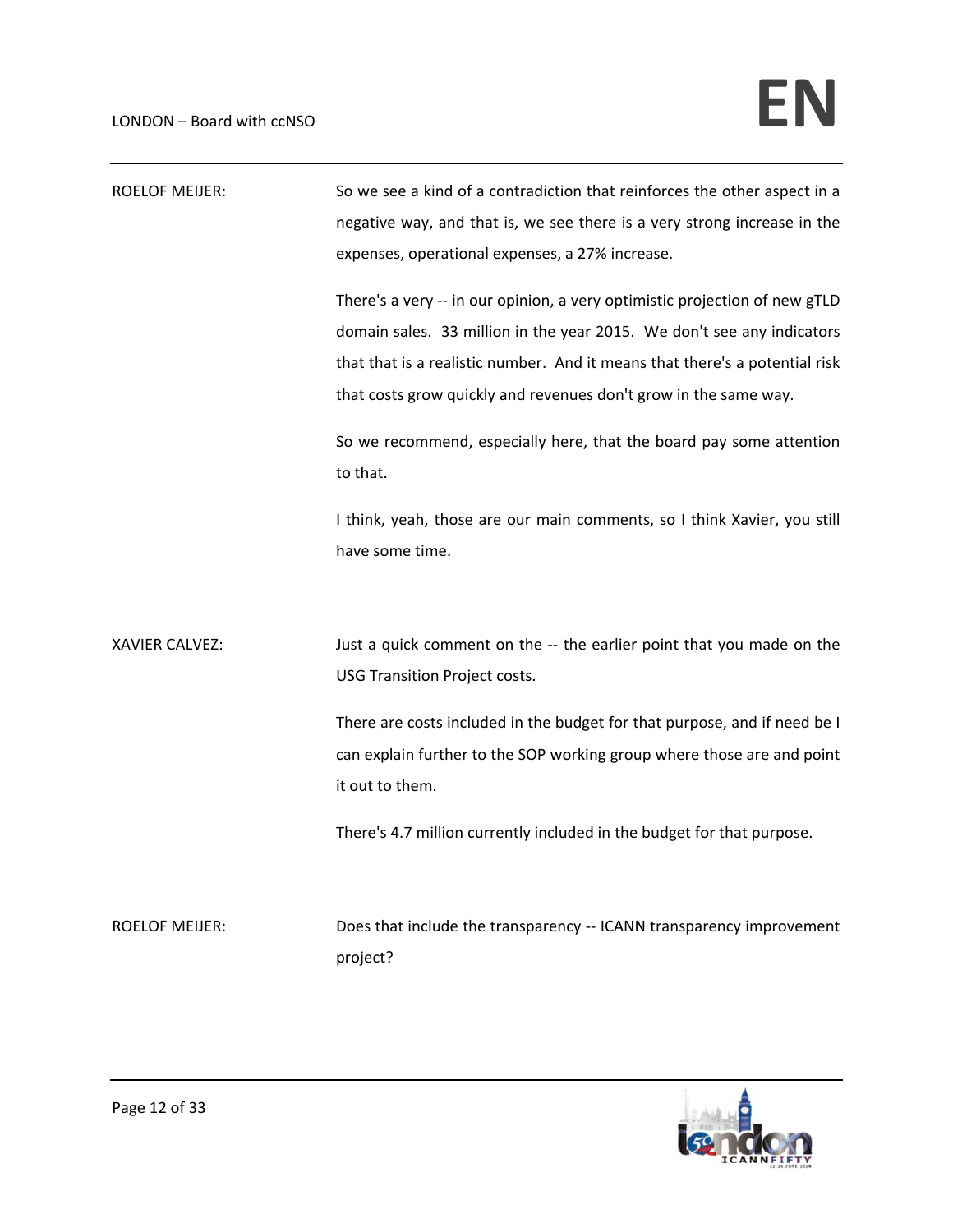ROELOF MEIJER: So we see a kind of a contradiction that reinforces the other aspect in a negative way, and that is, we see there is a very strong increase in the expenses, operational expenses, a 27% increase.

There's a very -- in our opinion, a very optimistic projection of new gTLD domain sales. 33 million in the year 2015. We don't see any indicators that that is a realistic number. And it means that there's a potential risk that costs grow quickly and revenues don't grow in the same way.

So we recommend, especially here, that the board pay some attention to that.

I think, yeah, those are our main comments, so I think Xavier, you still have some time.

XAVIER CALVEZ: Just a quick comment on the -- the earlier point that you made on the USG Transition Project costs.

There are costs included in the budget for that purpose, and if need be I can explain further to the SOP working group where those are and point it out to them.

There's 4.7 million currently included in the budget for that purpose.

ROELOF MEIJER: Does that include the transparency -- ICANN transparency improvement project?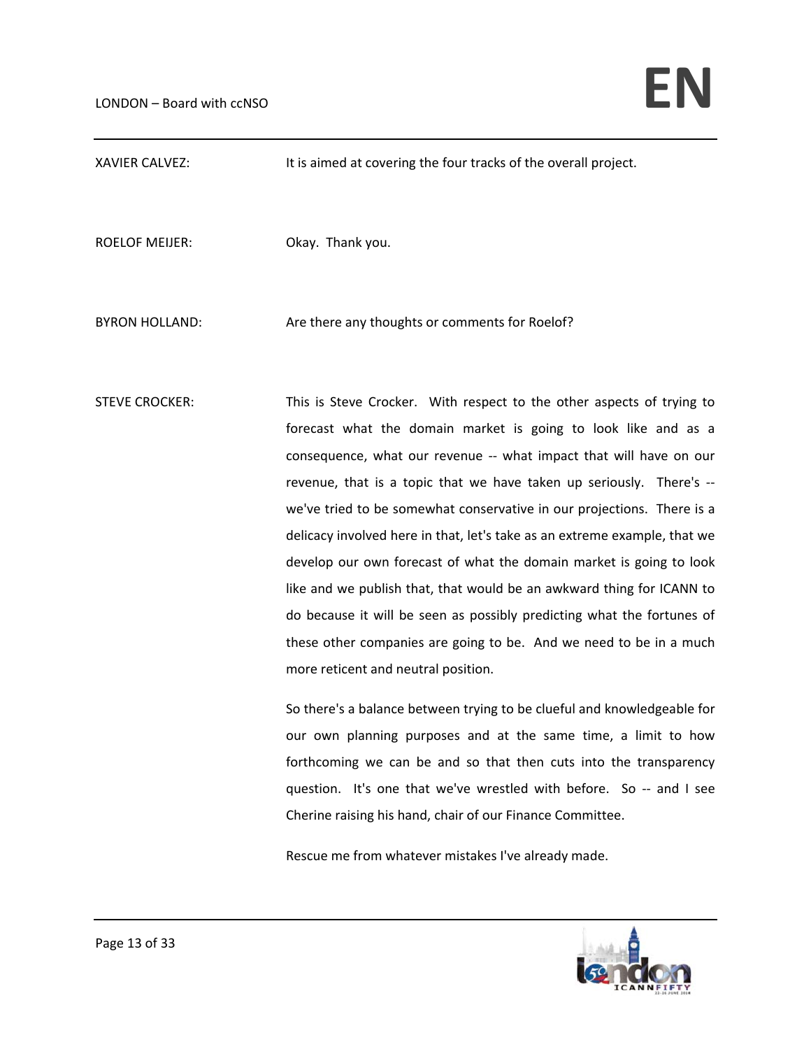XAVIER CALVEZ: It is aimed at covering the four tracks of the overall project.

ROELOF MEIJER: Okay. Thank you.

BYRON HOLLAND: Are there any thoughts or comments for Roelof?

STEVE CROCKER: This is Steve Crocker. With respect to the other aspects of trying to forecast what the domain market is going to look like and as a consequence, what our revenue -- what impact that will have on our revenue, that is a topic that we have taken up seriously. There's -- we've tried to be somewhat conservative in our projections. There is a delicacy involved here in that, let's take as an extreme example, that we develop our own forecast of what the domain market is going to look like and we publish that, that would be an awkward thing for ICANN to do because it will be seen as possibly predicting what the fortunes of these other companies are going to be. And we need to be in a much more reticent and neutral position.

So there's a balance between trying to be clueful and knowledgeable for our own planning purposes and at the same time, a limit to how forthcoming we can be and so that then cuts into the transparency question. It's one that we've wrestled with before. So -- and I see Cherine raising his hand, chair of our Finance Committee.

Rescue me from whatever mistakes I've already made.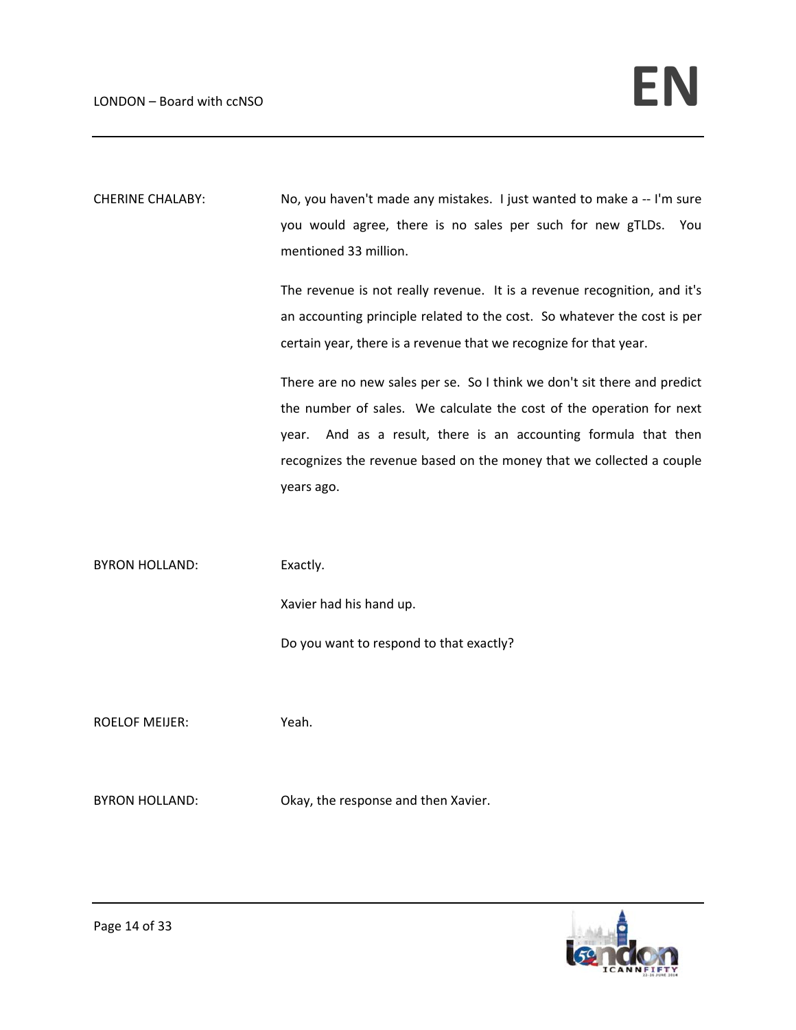CHERINE CHALABY: No, you haven't made any mistakes. I just wanted to make a -- I'm sure you would agree, there is no sales per such for new gTLDs. You mentioned 33 million.

The revenue is not really revenue. It is a revenue recognition, and it's an accounting principle related to the cost. So whatever the cost is per certain year, there is a revenue that we recognize for that year.

There are no new sales per se. So I think we don't sit there and predict the number of sales. We calculate the cost of the operation for next year. And as a result, there is an accounting formula that then recognizes the revenue based on the money that we collected a couple years ago.

BYRON HOLLAND: Exactly.

Xavier had his hand up.

Do you want to respond to that exactly?

ROELOF MEIJER: Yeah.

BYRON HOLLAND: Okay, the response and then Xavier.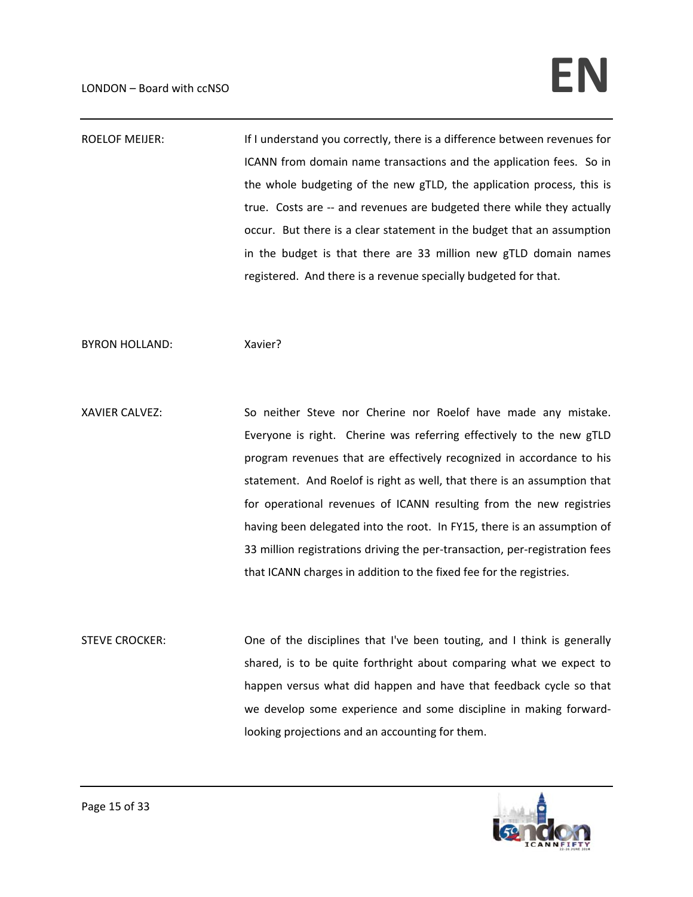ROELOF MEIJER: If I understand you correctly, there is a difference between revenues for ICANN from domain name transactions and the application fees. So in the whole budgeting of the new gTLD, the application process, this is true. Costs are -- and revenues are budgeted there while they actually occur. But there is a clear statement in the budget that an assumption in the budget is that there are 33 million new gTLD domain names registered. And there is a revenue specially budgeted for that.

BYRON HOLLAND: Xavier?

XAVIER CALVEZ: So neither Steve nor Cherine nor Roelof have made any mistake. Everyone is right. Cherine was referring effectively to the new gTLD program revenues that are effectively recognized in accordance to his statement. And Roelof is right as well, that there is an assumption that for operational revenues of ICANN resulting from the new registries having been delegated into the root. In FY15, there is an assumption of 33 million registrations driving the per-transaction, per-registration fees that ICANN charges in addition to the fixed fee for the registries.

STEVE CROCKER: One of the disciplines that I've been touting, and I think is generally shared, is to be quite forthright about comparing what we expect to happen versus what did happen and have that feedback cycle so that we develop some experience and some discipline in making forward-looking projections and an accounting for them.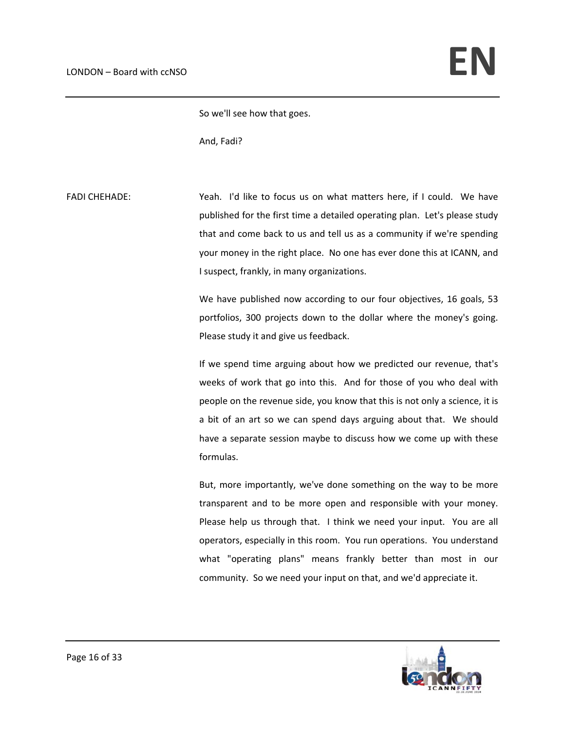So we'll see how that goes.

And, Fadi?

FADI CHEHADE: Yeah. I'd like to focus us on what matters here, if I could. We have published for the first time a detailed operating plan. Let's please study that and come back to us and tell us as a community if we're spending your money in the right place. No one has ever done this at ICANN, and I suspect, frankly, in many organizations.

We have published now according to our four objectives, 16 goals, 53 portfolios, 300 projects down to the dollar where the money's going. Please study it and give us feedback.

If we spend time arguing about how we predicted our revenue, that's weeks of work that go into this. And for those of you who deal with people on the revenue side, you know that this is not only a science, it is a bit of an art so we can spend days arguing about that. We should have a separate session maybe to discuss how we come up with these formulas.

But, more importantly, we've done something on the way to be more transparent and to be more open and responsible with your money. Please help us through that. I think we need your input. You are all operators, especially in this room. You run operations. You understand what "operating plans" means frankly better than most in our community. So we need your input on that, and we'd appreciate it.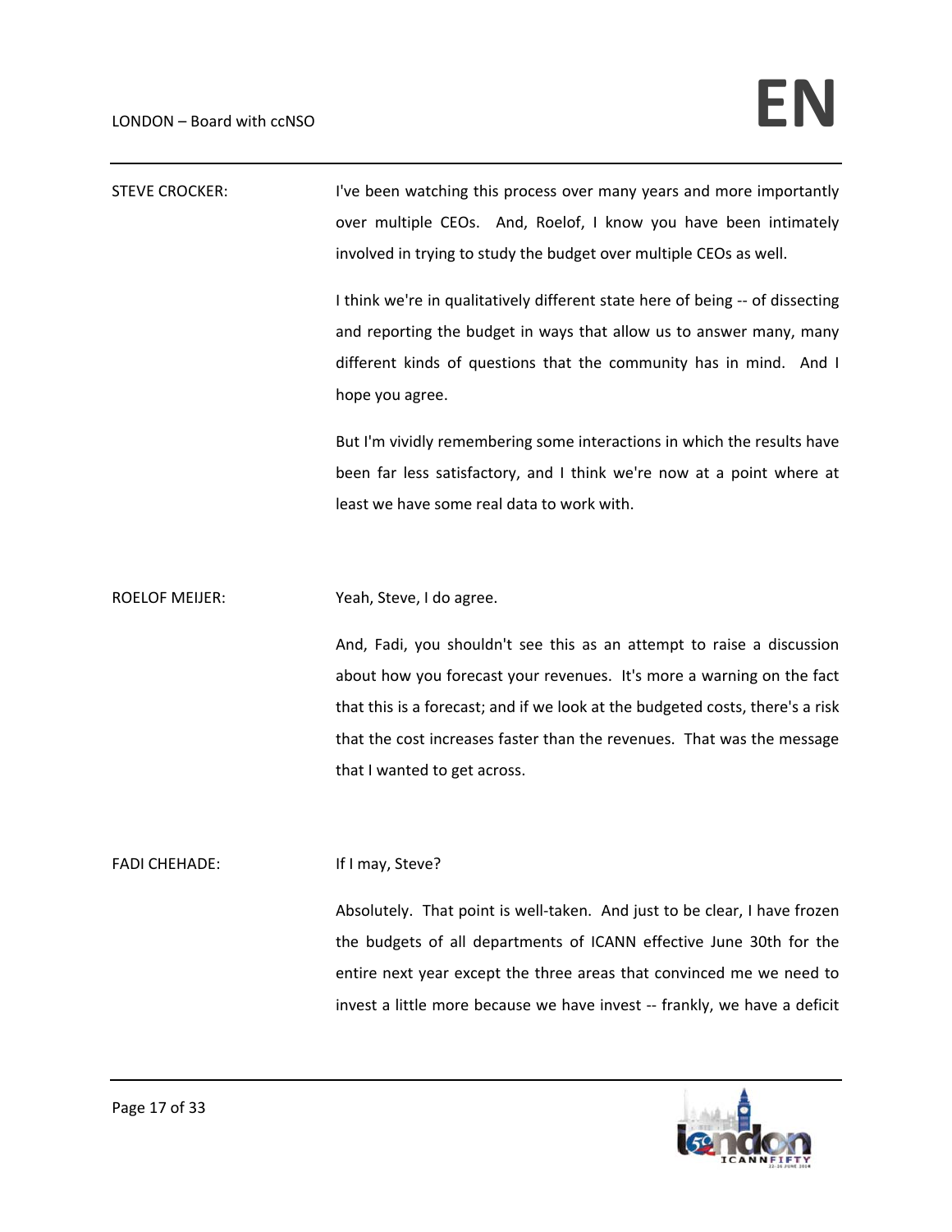STEVE CROCKER: I've been watching this process over many years and more importantly over multiple CEOs. And, Roelof, I know you have been intimately involved in trying to study the budget over multiple CEOs as well.

I think we're in qualitatively different state here of being -- of dissecting and reporting the budget in ways that allow us to answer many, many different kinds of questions that the community has in mind. And I hope you agree.

But I'm vividly remembering some interactions in which the results have been far less satisfactory, and I think we're now at a point where at least we have some real data to work with.

ROELOF MEIJER: Yeah, Steve, I do agree.

And, Fadi, you shouldn't see this as an attempt to raise a discussion about how you forecast your revenues. It's more a warning on the fact that this is a forecast; and if we look at the budgeted costs, there's a risk that the cost increases faster than the revenues. That was the message that I wanted to get across.

FADI CHEHADE: If I may, Steve?

Absolutely. That point is well-taken. And just to be clear, I have frozen the budgets of all departments of ICANN effective June 30th for the entire next year except the three areas that convinced me we need to invest a little more because we have invest -- frankly, we have a deficit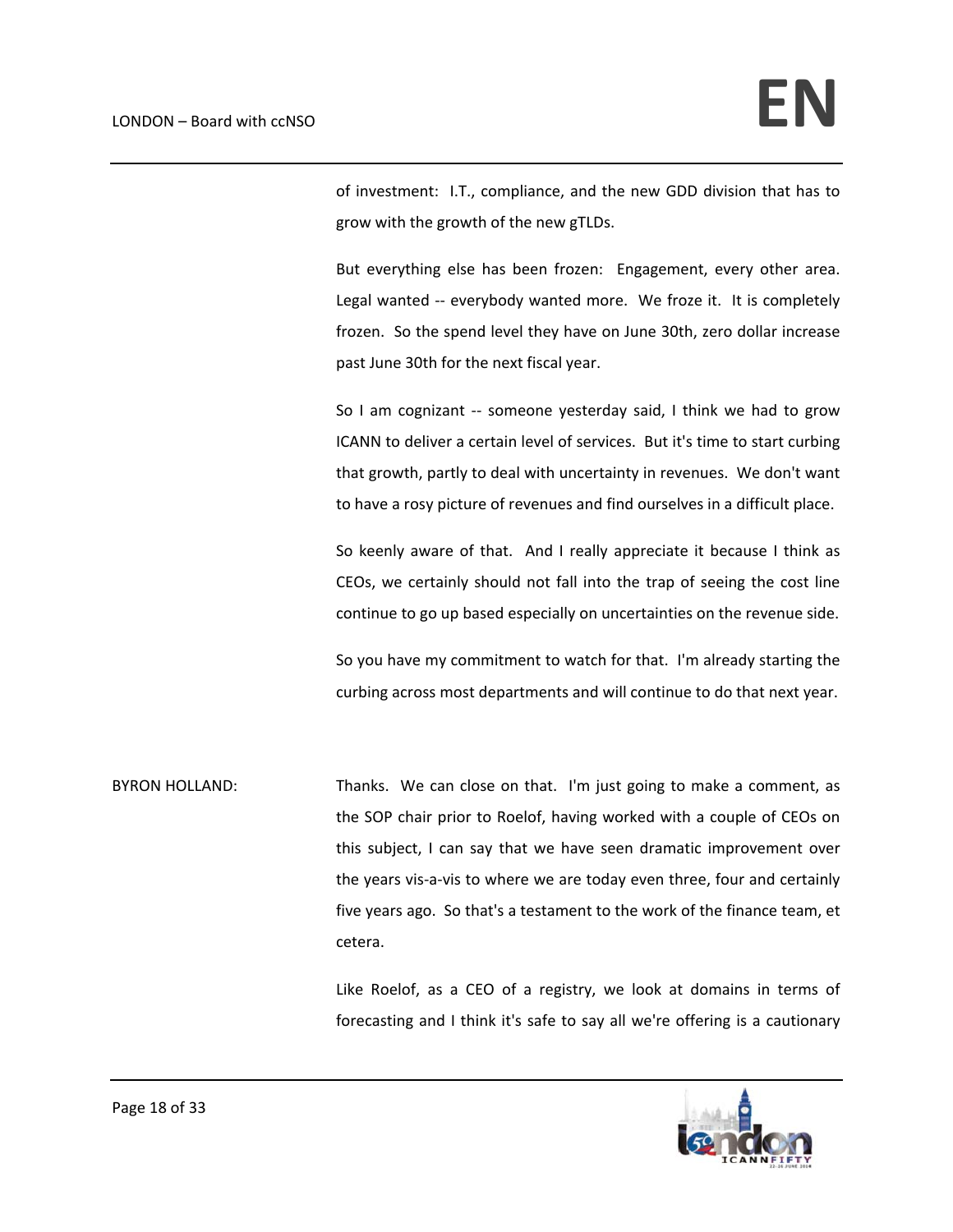of investment: I.T., compliance, and the new GDD division that has to grow with the growth of the new gTLDs.

But everything else has been frozen: Engagement, every other area. Legal wanted -- everybody wanted more. We froze it. It is completely frozen. So the spend level they have on June 30th, zero dollar increase past June 30th for the next fiscal year.

So I am cognizant -- someone yesterday said, I think we had to grow ICANN to deliver a certain level of services. But it's time to start curbing that growth, partly to deal with uncertainty in revenues. We don't want to have a rosy picture of revenues and find ourselves in a difficult place.

So keenly aware of that. And I really appreciate it because I think as CEOs, we certainly should not fall into the trap of seeing the cost line continue to go up based especially on uncertainties on the revenue side.

So you have my commitment to watch for that. I'm already starting the curbing across most departments and will continue to do that next year.

BYRON HOLLAND: Thanks. We can close on that. I'm just going to make a comment, as the SOP chair prior to Roelof, having worked with a couple of CEOs on this subject, I can say that we have seen dramatic improvement over the years vis-a-vis to where we are today even three, four and certainly five years ago. So that's a testament to the work of the finance team, et cetera.

Like Roelof, as a CEO of a registry, we look at domains in terms of forecasting and I think it's safe to say all we're offering is a cautionary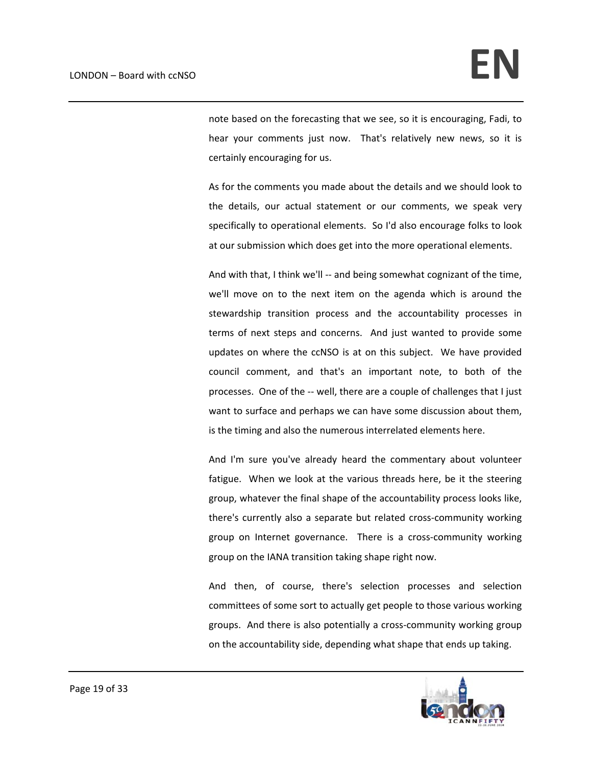note based on the forecasting that we see, so it is encouraging, Fadi, to hear your comments just now. That's relatively new news, so it is certainly encouraging for us.

As for the comments you made about the details and we should look to the details, our actual statement or our comments, we speak very specifically to operational elements. So I'd also encourage folks to look at our submission which does get into the more operational elements.

And with that, I think we'll -- and being somewhat cognizant of the time, we'll move on to the next item on the agenda which is around the stewardship transition process and the accountability processes in terms of next steps and concerns. And just wanted to provide some updates on where the ccNSO is at on this subject. We have provided council comment, and that's an important note, to both of the processes. One of the -- well, there are a couple of challenges that I just want to surface and perhaps we can have some discussion about them, is the timing and also the numerous interrelated elements here.

And I'm sure you've already heard the commentary about volunteer fatigue. When we look at the various threads here, be it the steering group, whatever the final shape of the accountability process looks like, there's currently also a separate but related cross-community working group on Internet governance. There is a cross-community working group on the IANA transition taking shape right now.

And then, of course, there's selection processes and selection committees of some sort to actually get people to those various working groups. And there is also potentially a cross-community working group on the accountability side, depending what shape that ends up taking.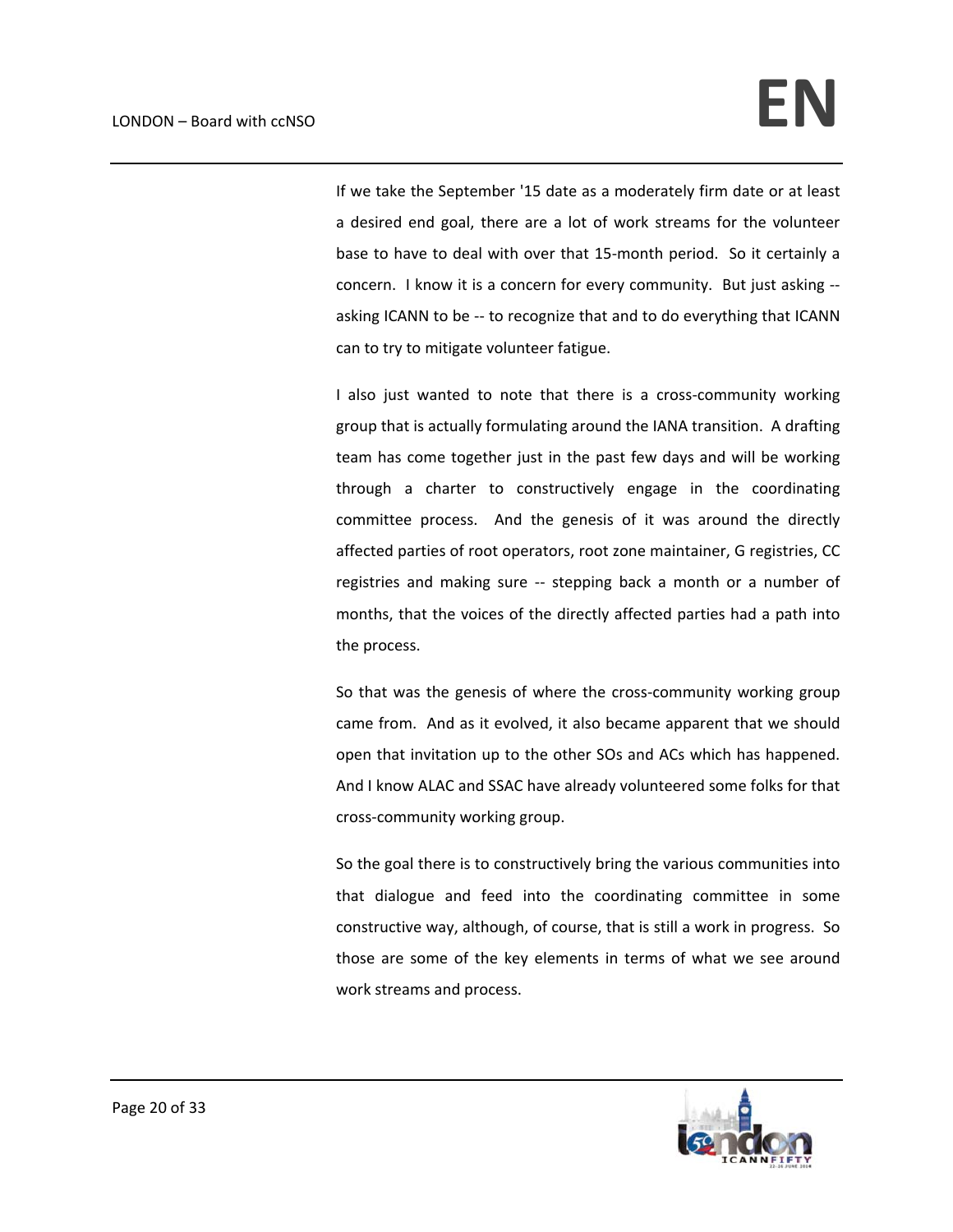If we take the September '15 date as a moderately firm date or at least a desired end goal, there are a lot of work streams for the volunteer base to have to deal with over that 15-month period. So it certainly a concern. I know it is a concern for every community. But just asking -- asking ICANN to be -- to recognize that and to do everything that ICANN can to try to mitigate volunteer fatigue.

I also just wanted to note that there is a cross-community working group that is actually formulating around the IANA transition. A drafting team has come together just in the past few days and will be working through a charter to constructively engage in the coordinating committee process. And the genesis of it was around the directly affected parties of root operators, root zone maintainer, G registries, CC registries and making sure -- stepping back a month or a number of months, that the voices of the directly affected parties had a path into the process.

So that was the genesis of where the cross-community working group came from. And as it evolved, it also became apparent that we should open that invitation up to the other SOs and ACs which has happened. And I know ALAC and SSAC have already volunteered some folks for that cross-community working group.

So the goal there is to constructively bring the various communities into that dialogue and feed into the coordinating committee in some constructive way, although, of course, that is still a work in progress. So those are some of the key elements in terms of what we see around work streams and process.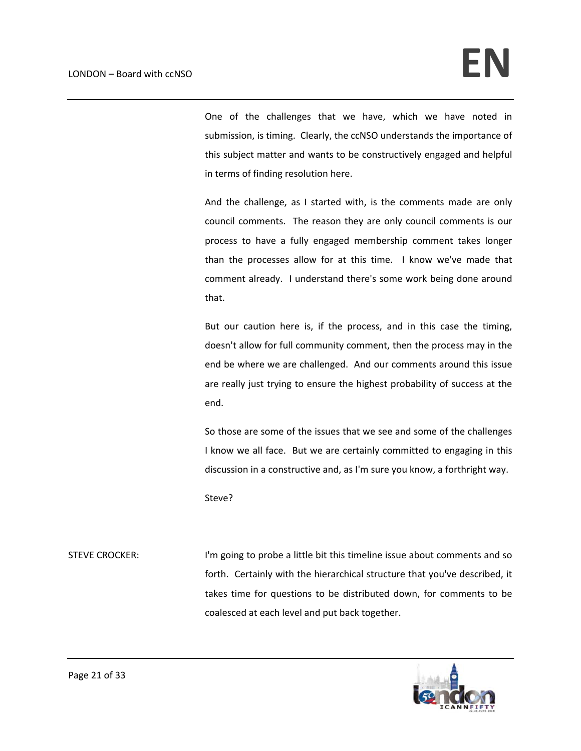One of the challenges that we have, which we have noted in submission, is timing. Clearly, the ccNSO understands the importance of this subject matter and wants to be constructively engaged and helpful in terms of finding resolution here.

And the challenge, as I started with, is the comments made are only council comments. The reason they are only council comments is our process to have a fully engaged membership comment takes longer than the processes allow for at this time. I know we've made that comment already. I understand there's some work being done around that.

But our caution here is, if the process, and in this case the timing, doesn't allow for full community comment, then the process may in the end be where we are challenged. And our comments around this issue are really just trying to ensure the highest probability of success at the end.

So those are some of the issues that we see and some of the challenges I know we all face. But we are certainly committed to engaging in this discussion in a constructive and, as I'm sure you know, a forthright way.

Steve?

STEVE CROCKER: I'm going to probe a little bit this timeline issue about comments and so forth. Certainly with the hierarchical structure that you've described, it takes time for questions to be distributed down, for comments to be coalesced at each level and put back together.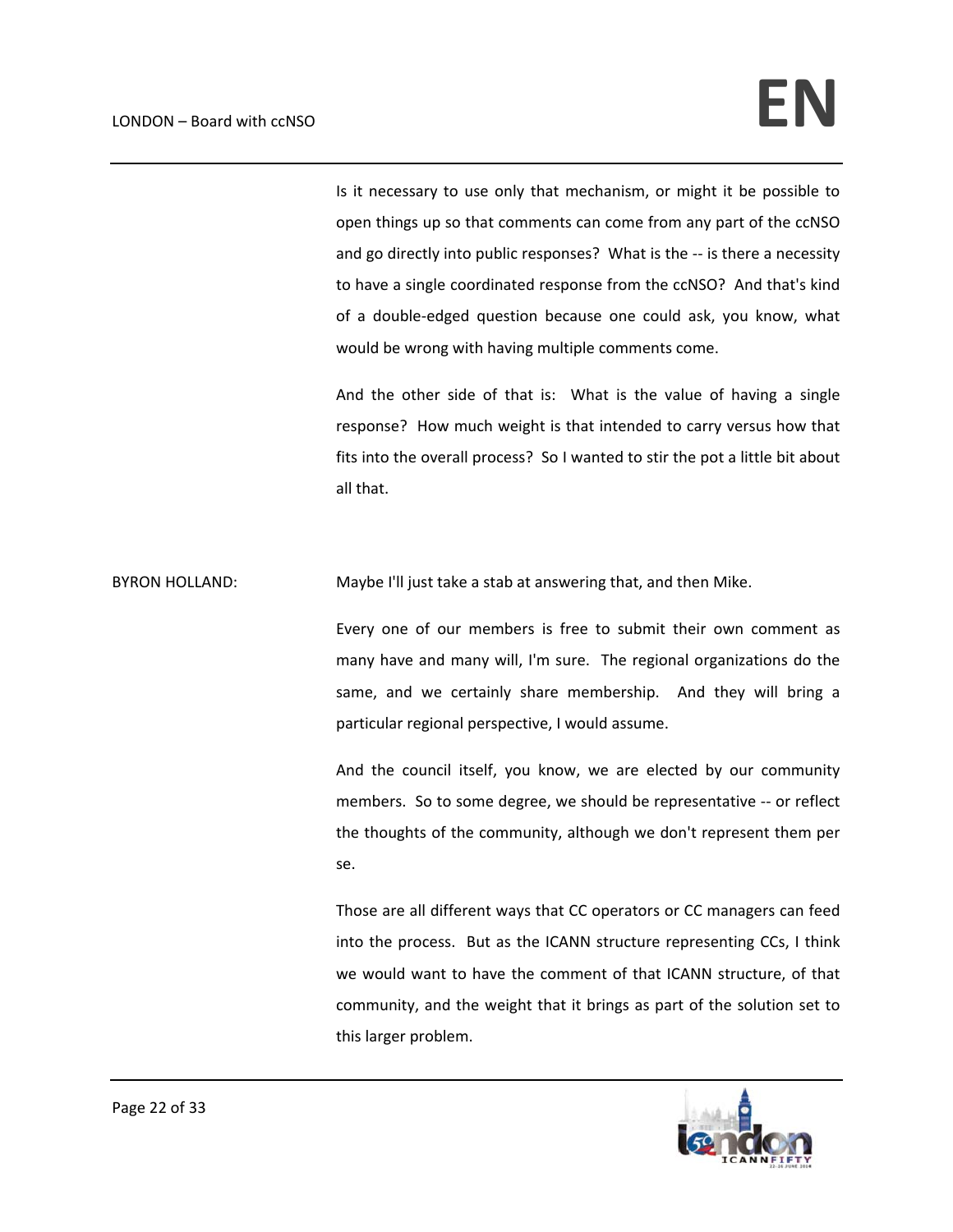Is it necessary to use only that mechanism, or might it be possible to open things up so that comments can come from any part of the ccNSO and go directly into public responses? What is the -- is there a necessity to have a single coordinated response from the ccNSO? And that's kind of a double-edged question because one could ask, you know, what would be wrong with having multiple comments come.

And the other side of that is: What is the value of having a single response? How much weight is that intended to carry versus how that fits into the overall process? So I wanted to stir the pot a little bit about all that.

BYRON HOLLAND: Maybe I'll just take a stab at answering that, and then Mike.

Every one of our members is free to submit their own comment as many have and many will, I'm sure. The regional organizations do the same, and we certainly share membership. And they will bring a particular regional perspective, I would assume.

And the council itself, you know, we are elected by our community members. So to some degree, we should be representative -- or reflect the thoughts of the community, although we don't represent them per se.

Those are all different ways that CC operators or CC managers can feed into the process. But as the ICANN structure representing CCs, I think we would want to have the comment of that ICANN structure, of that community, and the weight that it brings as part of the solution set to this larger problem.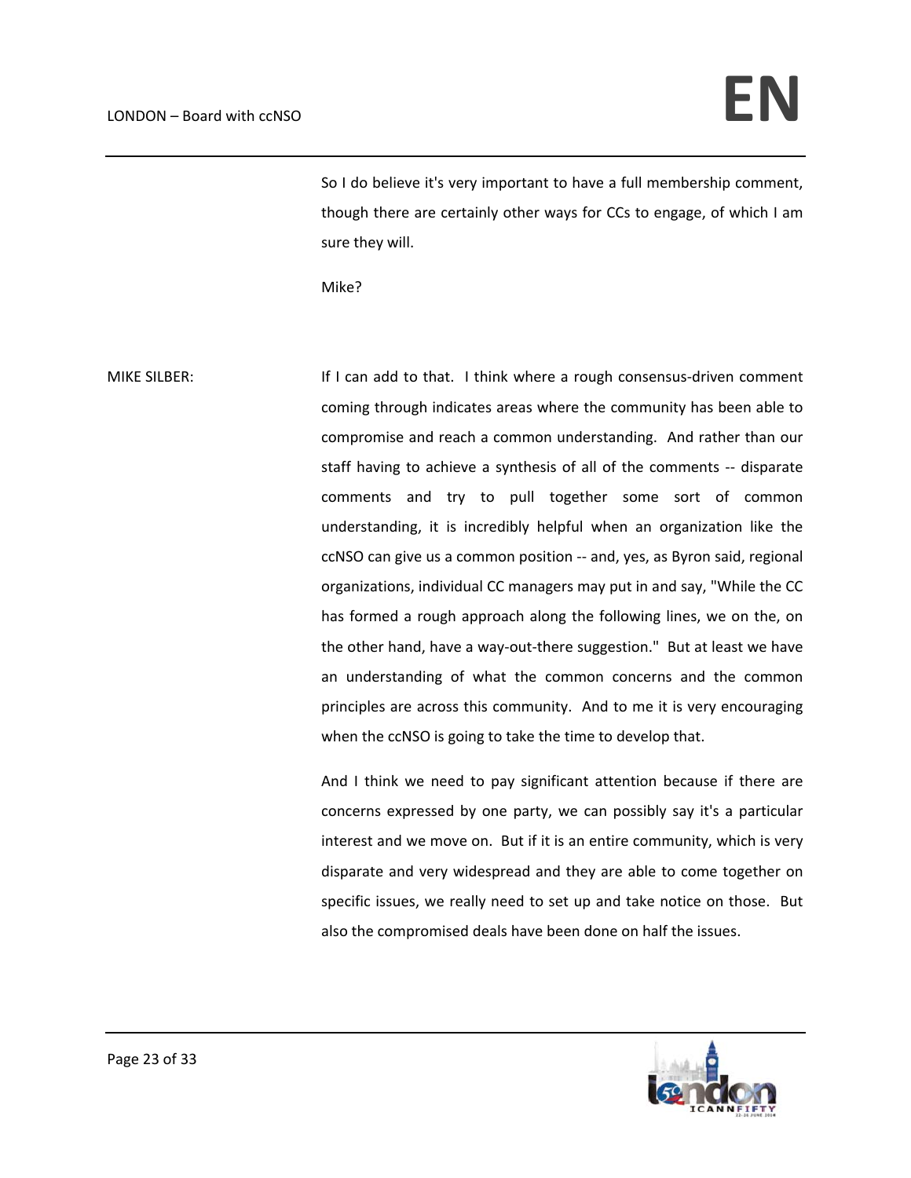So I do believe it's very important to have a full membership comment, though there are certainly other ways for CCs to engage, of which I am sure they will.

Mike?

MIKE SILBER: If I can add to that. I think where a rough consensus-driven comment coming through indicates areas where the community has been able to compromise and reach a common understanding. And rather than our staff having to achieve a synthesis of all of the comments -- disparate comments and try to pull together some sort of common understanding, it is incredibly helpful when an organization like the ccNSO can give us a common position -- and, yes, as Byron said, regional organizations, individual CC managers may put in and say, "While the CC has formed a rough approach along the following lines, we on the, on the other hand, have a way-out-there suggestion." But at least we have an understanding of what the common concerns and the common principles are across this community. And to me it is very encouraging when the ccNSO is going to take the time to develop that.

And I think we need to pay significant attention because if there are concerns expressed by one party, we can possibly say it's a particular interest and we move on. But if it is an entire community, which is very disparate and very widespread and they are able to come together on specific issues, we really need to set up and take notice on those. But also the compromised deals have been done on half the issues.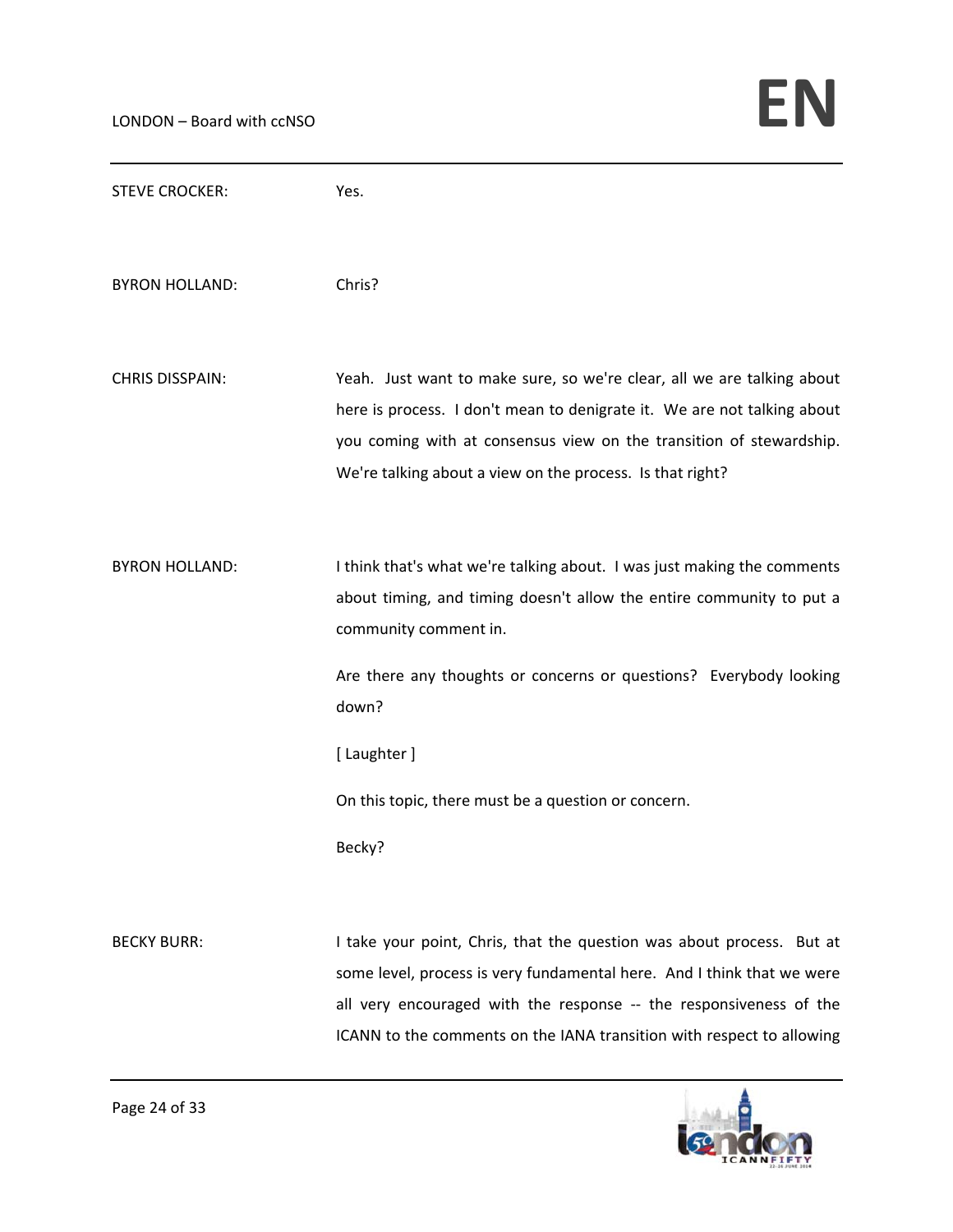STEVE CROCKER: Yes.

BYRON HOLLAND: Chris?

CHRIS DISSPAIN: Yeah. Just want to make sure, so we're clear, all we are talking about here is process. I don't mean to denigrate it. We are not talking about you coming with at consensus view on the transition of stewardship. We're talking about a view on the process. Is that right?

BYRON HOLLAND: I think that's what we're talking about. I was just making the comments about timing, and timing doesn't allow the entire community to put a community comment in.

Are there any thoughts or concerns or questions? Everybody looking down?

[ Laughter ]

On this topic, there must be a question or concern.

Becky?

BECKY BURR: I take your point, Chris, that the question was about process. But at some level, process is very fundamental here. And I think that we were all very encouraged with the response -- the responsiveness of the ICANN to the comments on the IANA transition with respect to allowing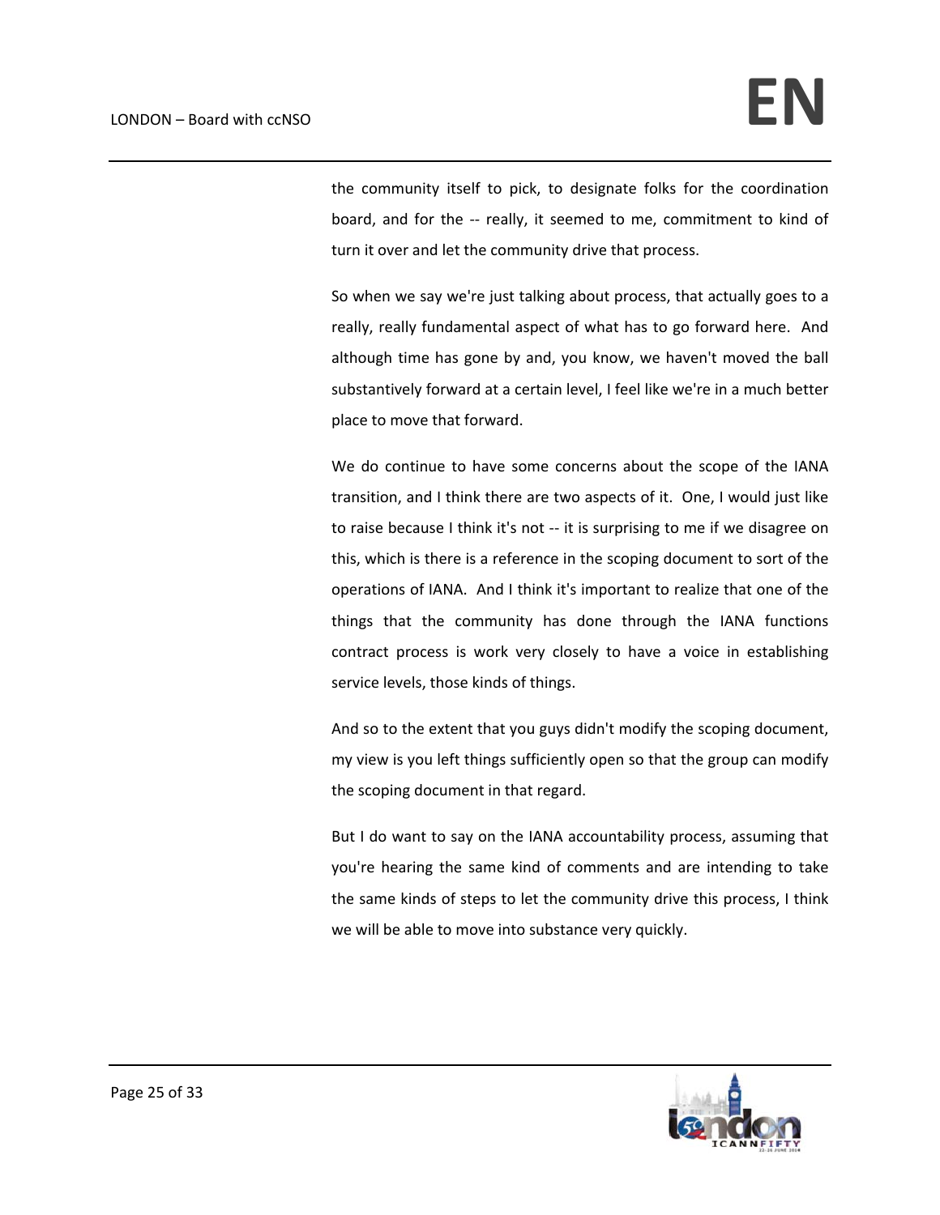the community itself to pick, to designate folks for the coordination board, and for the -- really, it seemed to me, commitment to kind of turn it over and let the community drive that process.

So when we say we're just talking about process, that actually goes to a really, really fundamental aspect of what has to go forward here. And although time has gone by and, you know, we haven't moved the ball substantively forward at a certain level, I feel like we're in a much better place to move that forward.

We do continue to have some concerns about the scope of the IANA transition, and I think there are two aspects of it. One, I would just like to raise because I think it's not -- it is surprising to me if we disagree on this, which is there is a reference in the scoping document to sort of the operations of IANA. And I think it's important to realize that one of the things that the community has done through the IANA functions contract process is work very closely to have a voice in establishing service levels, those kinds of things.

And so to the extent that you guys didn't modify the scoping document, my view is you left things sufficiently open so that the group can modify the scoping document in that regard.

But I do want to say on the IANA accountability process, assuming that you're hearing the same kind of comments and are intending to take the same kinds of steps to let the community drive this process, I think we will be able to move into substance very quickly.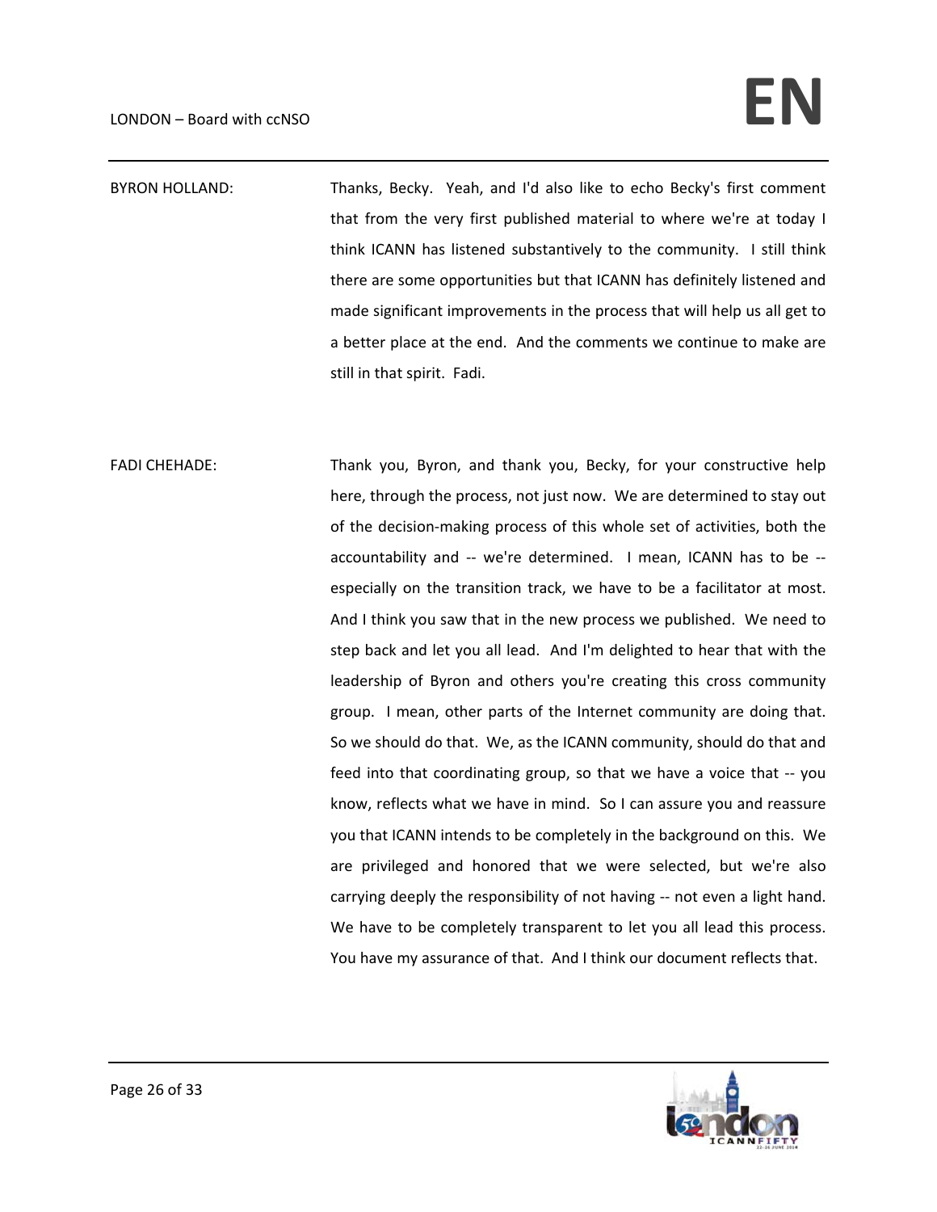BYRON HOLLAND: Thanks, Becky. Yeah, and I'd also like to echo Becky's first comment that from the very first published material to where we're at today I think ICANN has listened substantively to the community. I still think there are some opportunities but that ICANN has definitely listened and made significant improvements in the process that will help us all get to a better place at the end. And the comments we continue to make are still in that spirit. Fadi.

FADI CHEHADE: Thank you, Byron, and thank you, Becky, for your constructive help here, through the process, not just now. We are determined to stay out of the decision-making process of this whole set of activities, both the accountability and -- we're determined. I mean, ICANN has to be -- especially on the transition track, we have to be a facilitator at most. And I think you saw that in the new process we published. We need to step back and let you all lead. And I'm delighted to hear that with the leadership of Byron and others you're creating this cross community group. I mean, other parts of the Internet community are doing that. So we should do that. We, as the ICANN community, should do that and feed into that coordinating group, so that we have a voice that -- you know, reflects what we have in mind. So I can assure you and reassure you that ICANN intends to be completely in the background on this. We are privileged and honored that we were selected, but we're also carrying deeply the responsibility of not having -- not even a light hand. We have to be completely transparent to let you all lead this process. You have my assurance of that. And I think our document reflects that.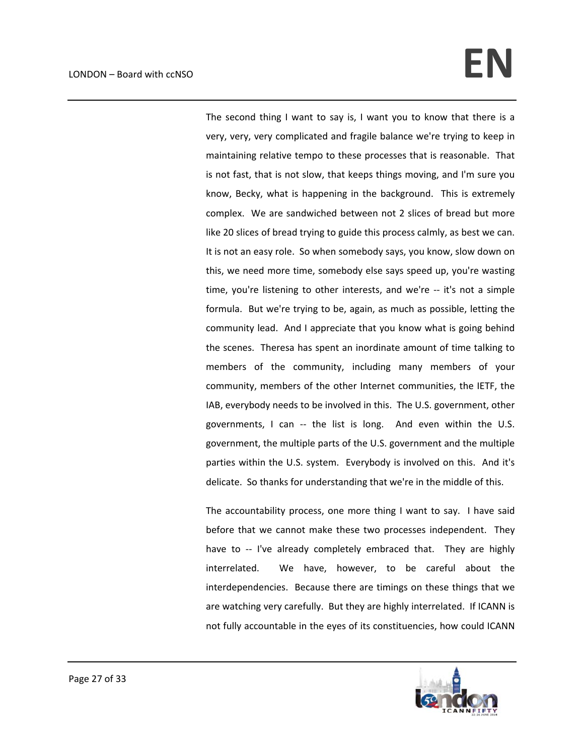The second thing I want to say is, I want you to know that there is a very, very, very complicated and fragile balance we're trying to keep in maintaining relative tempo to these processes that is reasonable. That is not fast, that is not slow, that keeps things moving, and I'm sure you know, Becky, what is happening in the background. This is extremely complex. We are sandwiched between not 2 slices of bread but more like 20 slices of bread trying to guide this process calmly, as best we can. It is not an easy role. So when somebody says, you know, slow down on this, we need more time, somebody else says speed up, you're wasting time, you're listening to other interests, and we're -- it's not a simple formula. But we're trying to be, again, as much as possible, letting the community lead. And I appreciate that you know what is going behind the scenes. Theresa has spent an inordinate amount of time talking to members of the community, including many members of your community, members of the other Internet communities, the IETF, the IAB, everybody needs to be involved in this. The U.S. government, other governments, I can -- the list is long. And even within the U.S. government, the multiple parts of the U.S. government and the multiple parties within the U.S. system. Everybody is involved on this. And it's delicate. So thanks for understanding that we're in the middle of this.

The accountability process, one more thing I want to say. I have said before that we cannot make these two processes independent. They have to -- I've already completely embraced that. They are highly interrelated. We have, however, to be careful about the interdependencies. Because there are timings on these things that we are watching very carefully. But they are highly interrelated. If ICANN is not fully accountable in the eyes of its constituencies, how could ICANN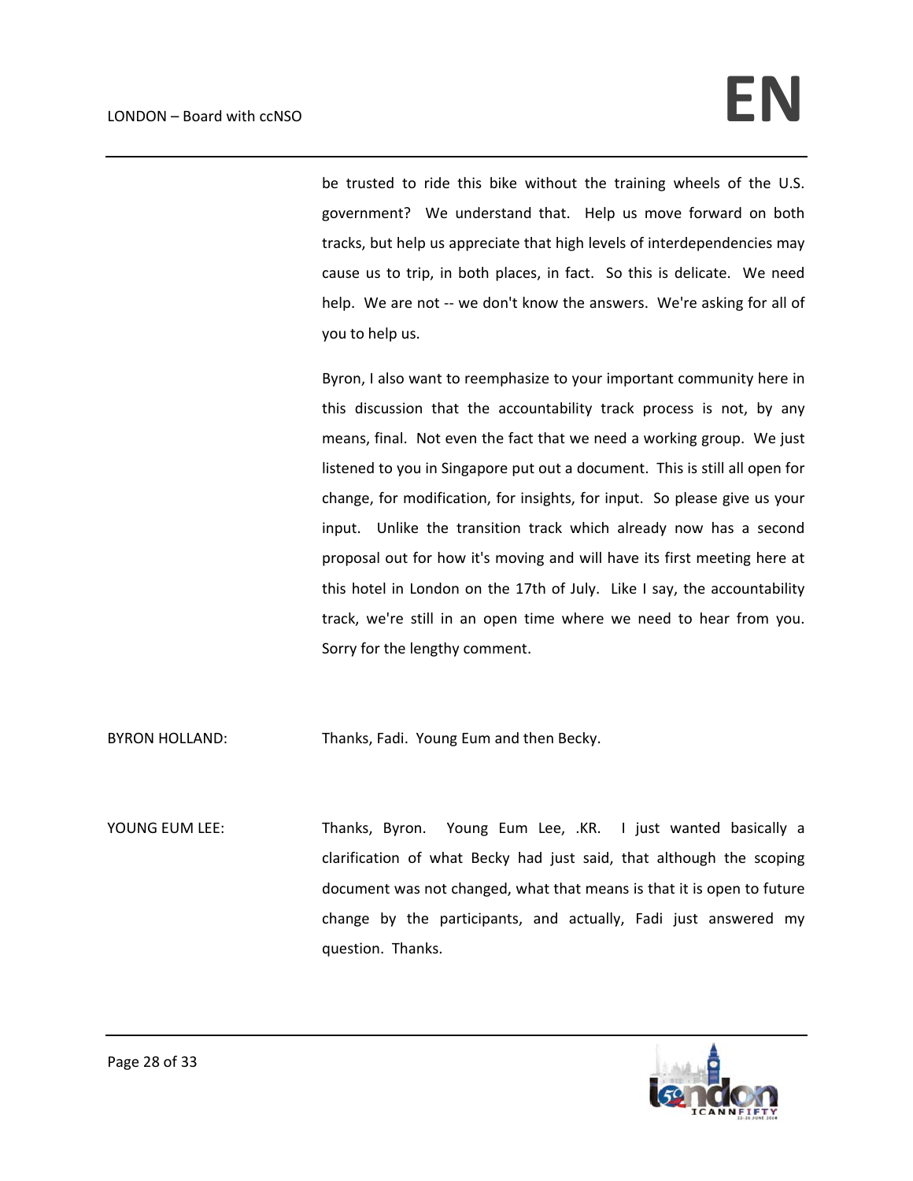be trusted to ride this bike without the training wheels of the U.S. government? We understand that. Help us move forward on both tracks, but help us appreciate that high levels of interdependencies may cause us to trip, in both places, in fact. So this is delicate. We need help. We are not -- we don't know the answers. We're asking for all of you to help us.

Byron, I also want to reemphasize to your important community here in this discussion that the accountability track process is not, by any means, final. Not even the fact that we need a working group. We just listened to you in Singapore put out a document. This is still all open for change, for modification, for insights, for input. So please give us your input. Unlike the transition track which already now has a second proposal out for how it's moving and will have its first meeting here at this hotel in London on the 17th of July. Like I say, the accountability track, we're still in an open time where we need to hear from you. Sorry for the lengthy comment.

BYRON HOLLAND: Thanks, Fadi. Young Eum and then Becky.

YOUNG EUM LEE: Thanks, Byron. Young Eum Lee, .KR. I just wanted basically a clarification of what Becky had just said, that although the scoping document was not changed, what that means is that it is open to future change by the participants, and actually, Fadi just answered my question. Thanks.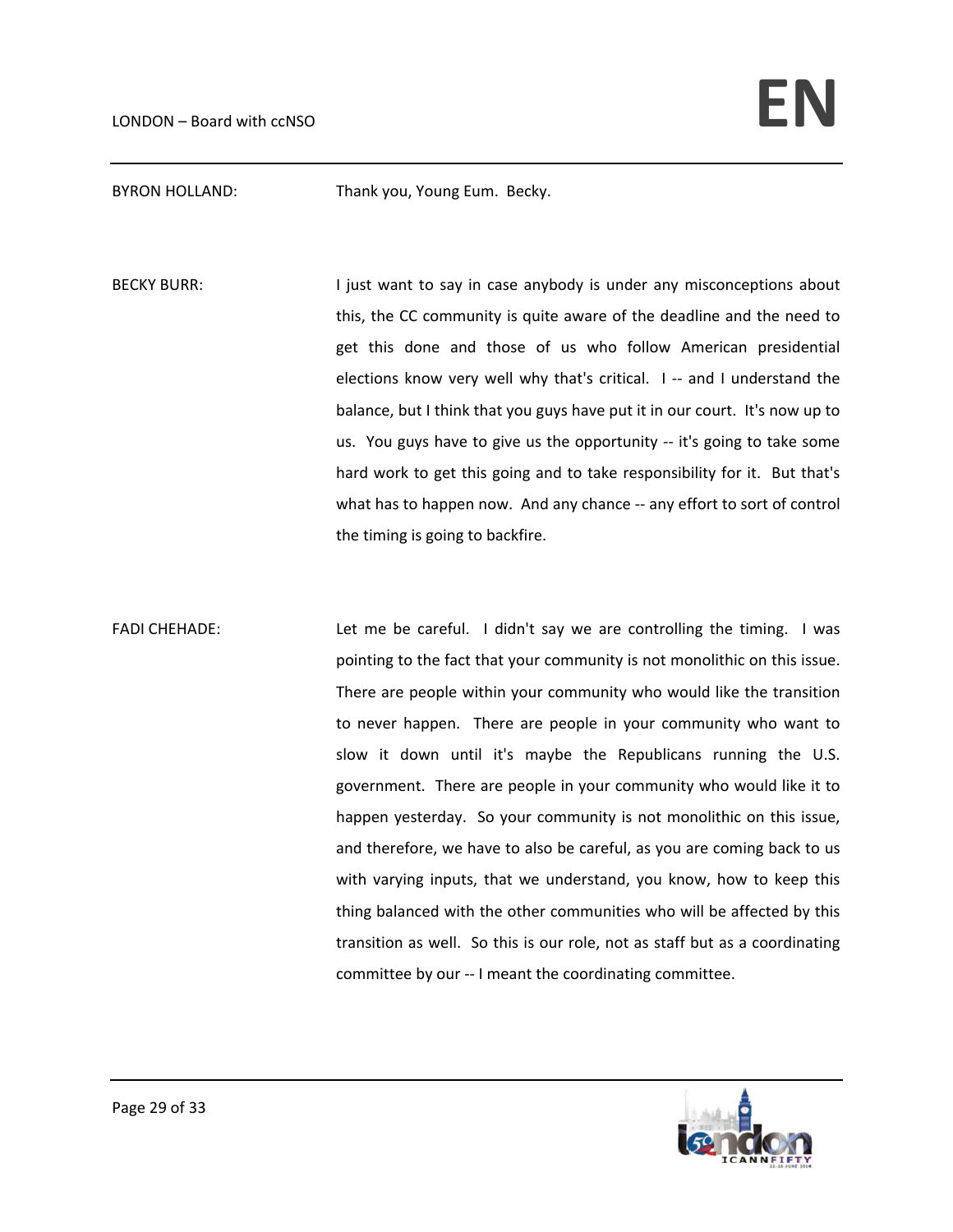BYRON HOLLAND: Thank you, Young Eum. Becky.

BECKY BURR: I just want to say in case anybody is under any misconceptions about this, the CC community is quite aware of the deadline and the need to get this done and those of us who follow American presidential elections know very well why that's critical. I -- and I understand the balance, but I think that you guys have put it in our court. It's now up to us. You guys have to give us the opportunity -- it's going to take some hard work to get this going and to take responsibility for it. But that's what has to happen now. And any chance -- any effort to sort of control the timing is going to backfire.

FADI CHEHADE: Let me be careful. I didn't say we are controlling the timing. I was pointing to the fact that your community is not monolithic on this issue. There are people within your community who would like the transition to never happen. There are people in your community who want to slow it down until it's maybe the Republicans running the U.S. government. There are people in your community who would like it to happen yesterday. So your community is not monolithic on this issue, and therefore, we have to also be careful, as you are coming back to us with varying inputs, that we understand, you know, how to keep this thing balanced with the other communities who will be affected by this transition as well. So this is our role, not as staff but as a coordinating committee by our -- I meant the coordinating committee.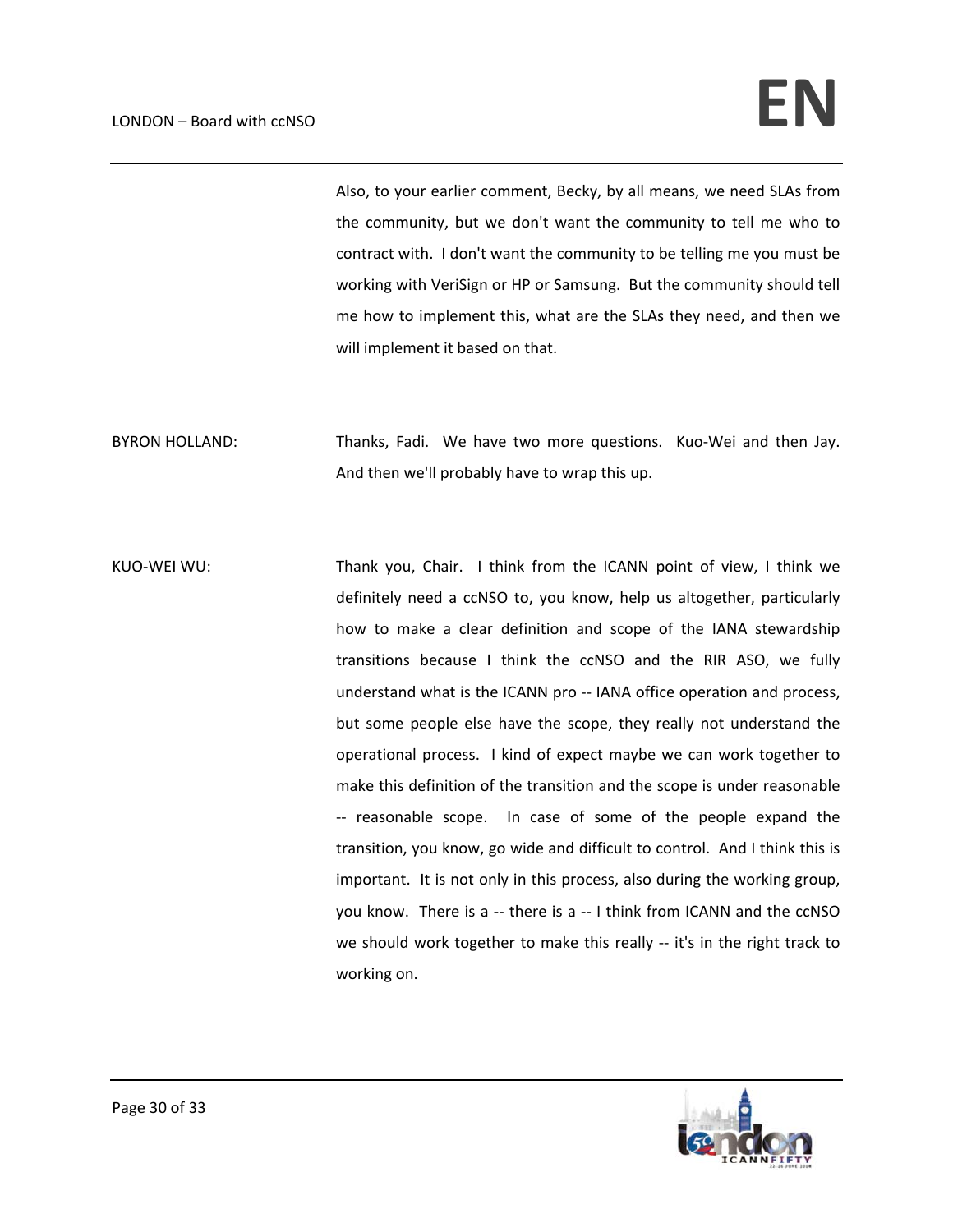Also, to your earlier comment, Becky, by all means, we need SLAs from the community, but we don't want the community to tell me who to contract with. I don't want the community to be telling me you must be working with VeriSign or HP or Samsung. But the community should tell me how to implement this, what are the SLAs they need, and then we will implement it based on that.

BYRON HOLLAND: Thanks, Fadi. We have two more questions. Kuo-Wei and then Jay. And then we'll probably have to wrap this up.

KUO-WEI WU: Thank you, Chair. I think from the ICANN point of view, I think we definitely need a ccNSO to, you know, help us altogether, particularly how to make a clear definition and scope of the IANA stewardship transitions because I think the ccNSO and the RIR ASO, we fully understand what is the ICANN pro -- IANA office operation and process, but some people else have the scope, they really not understand the operational process. I kind of expect maybe we can work together to make this definition of the transition and the scope is under reasonable -- reasonable scope. In case of some of the people expand the transition, you know, go wide and difficult to control. And I think this is important. It is not only in this process, also during the working group, you know. There is a -- there is a -- I think from ICANN and the ccNSO we should work together to make this really -- it's in the right track to working on.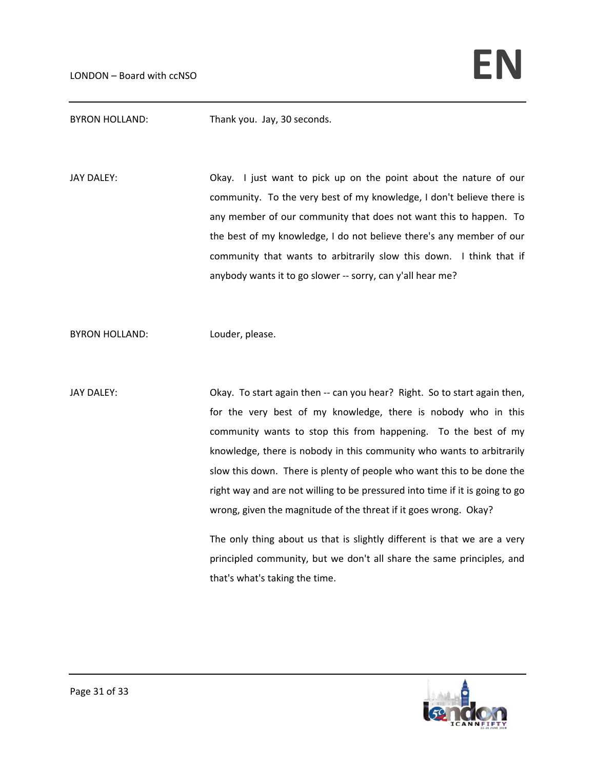BYRON HOLLAND: Thank you. Jay, 30 seconds.

JAY DALEY: Okay. I just want to pick up on the point about the nature of our community. To the very best of my knowledge, I don't believe there is any member of our community that does not want this to happen. To the best of my knowledge, I do not believe there's any member of our community that wants to arbitrarily slow this down. I think that if anybody wants it to go slower -- sorry, can y'all hear me?

BYRON HOLLAND: Louder, please.

JAY DALEY: Okay. To start again then -- can you hear? Right. So to start again then, for the very best of my knowledge, there is nobody who in this community wants to stop this from happening. To the best of my knowledge, there is nobody in this community who wants to arbitrarily slow this down. There is plenty of people who want this to be done the right way and are not willing to be pressured into time if it is going to go wrong, given the magnitude of the threat if it goes wrong. Okay?

The only thing about us that is slightly different is that we are a very principled community, but we don't all share the same principles, and that's what's taking the time.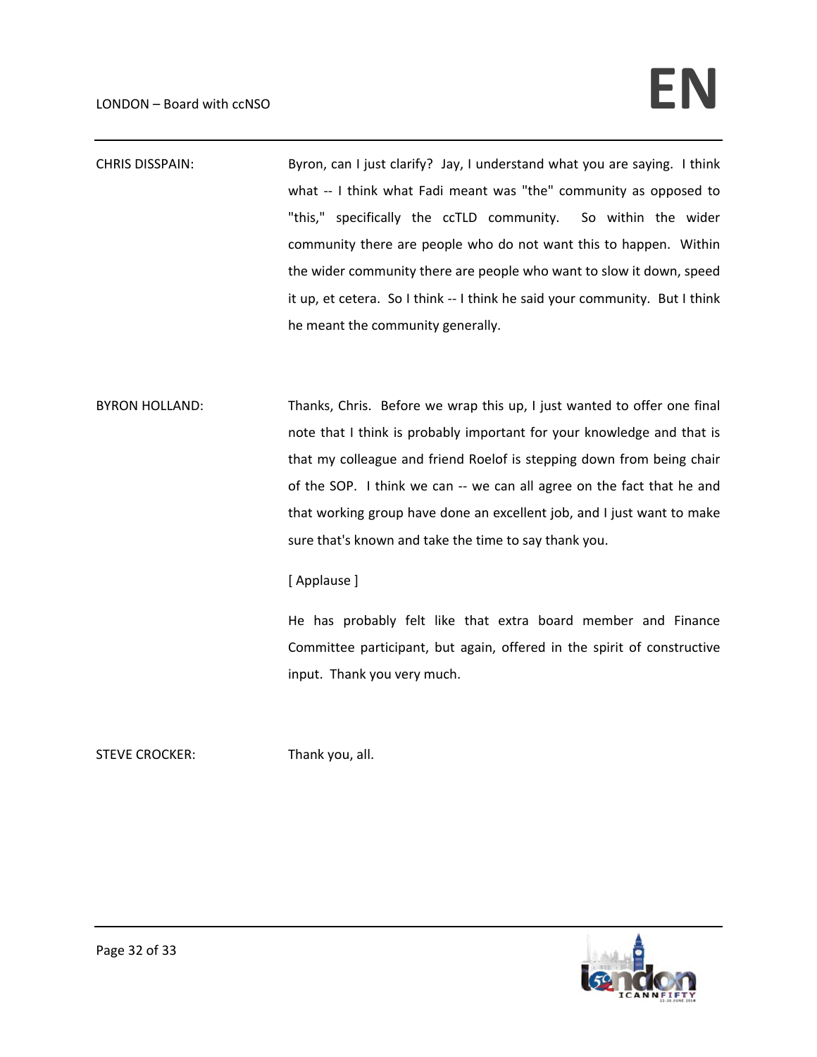CHRIS DISSPAIN: Byron, can I just clarify? Jay, I understand what you are saying. I think what -- I think what Fadi meant was "the" community as opposed to "this," specifically the ccTLD community. So within the wider community there are people who do not want this to happen. Within the wider community there are people who want to slow it down, speed it up, et cetera. So I think -- I think he said your community. But I think he meant the community generally.

BYRON HOLLAND: Thanks, Chris. Before we wrap this up, I just wanted to offer one final note that I think is probably important for your knowledge and that is that my colleague and friend Roelof is stepping down from being chair of the SOP. I think we can -- we can all agree on the fact that he and that working group have done an excellent job, and I just want to make sure that's known and take the time to say thank you.

[ Applause ]

He has probably felt like that extra board member and Finance Committee participant, but again, offered in the spirit of constructive input. Thank you very much.

STEVE CROCKER: Thank you, all.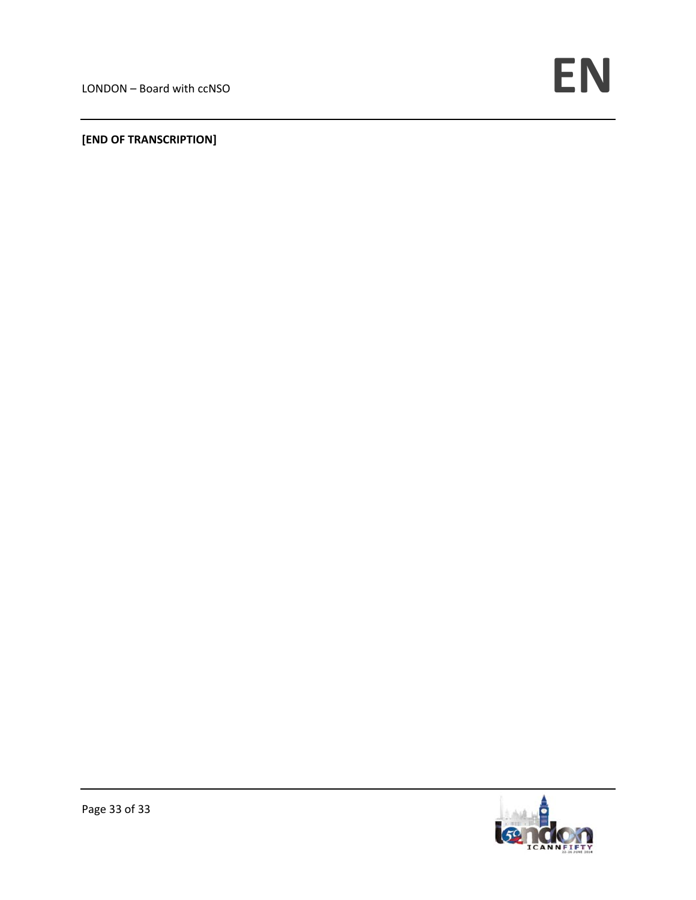**[END OF TRANSCRIPTION]**